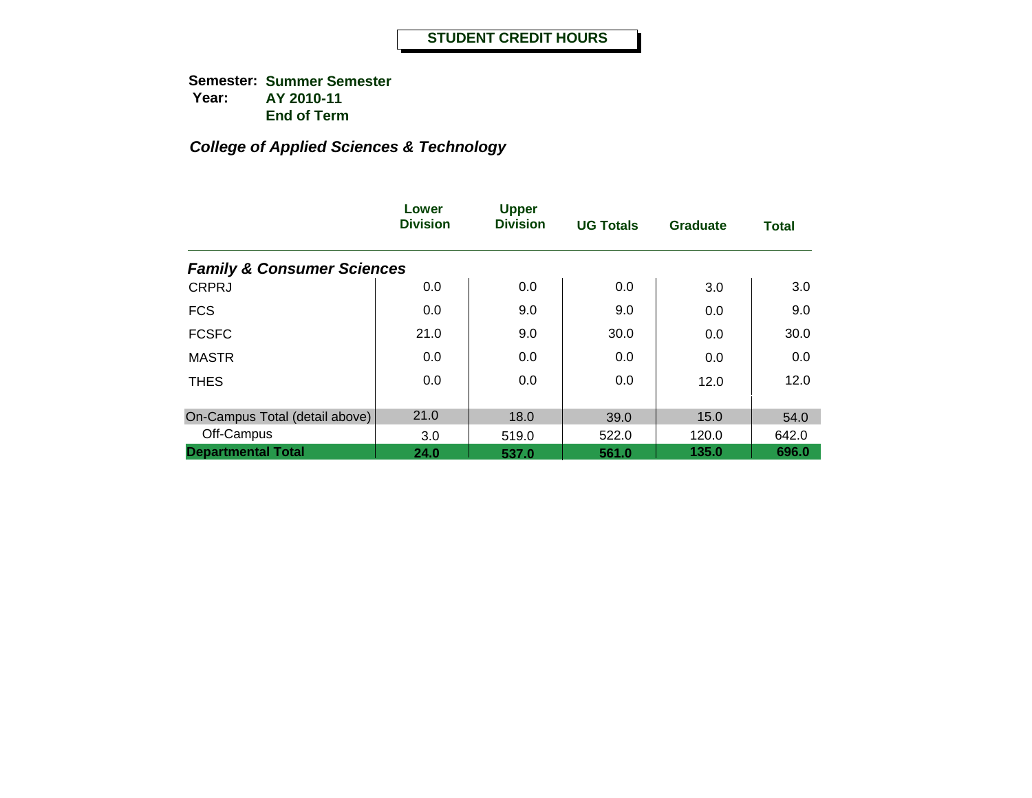# STUDENT CREDIT HOURS

**Semester:** **Summer Semester**
**Year:** **AY 2010-11**
**End of Term**

## *College of Applied Sciences & Technology*

| | Lower Division | Upper Division | UG Totals | Graduate | Total |
|---|---|---|---|---|---|
| ***Family & Consumer Sciences*** | | | | | |
| CRPRJ | 0.0 | 0.0 | 0.0 | 3.0 | 3.0 |
| FCS | 0.0 | 9.0 | 9.0 | 0.0 | 9.0 |
| FCSFC | 21.0 | 9.0 | 30.0 | 0.0 | 30.0 |
| MASTR | 0.0 | 0.0 | 0.0 | 0.0 | 0.0 |
| THES | 0.0 | 0.0 | 0.0 | 12.0 | 12.0 |
| On-Campus Total (detail above) | 21.0 | 18.0 | 39.0 | 15.0 | 54.0 |
| Off-Campus | 3.0 | 519.0 | 522.0 | 120.0 | 642.0 |
| **Departmental Total** | **24.0** | **537.0** | **561.0** | **135.0** | **696.0** |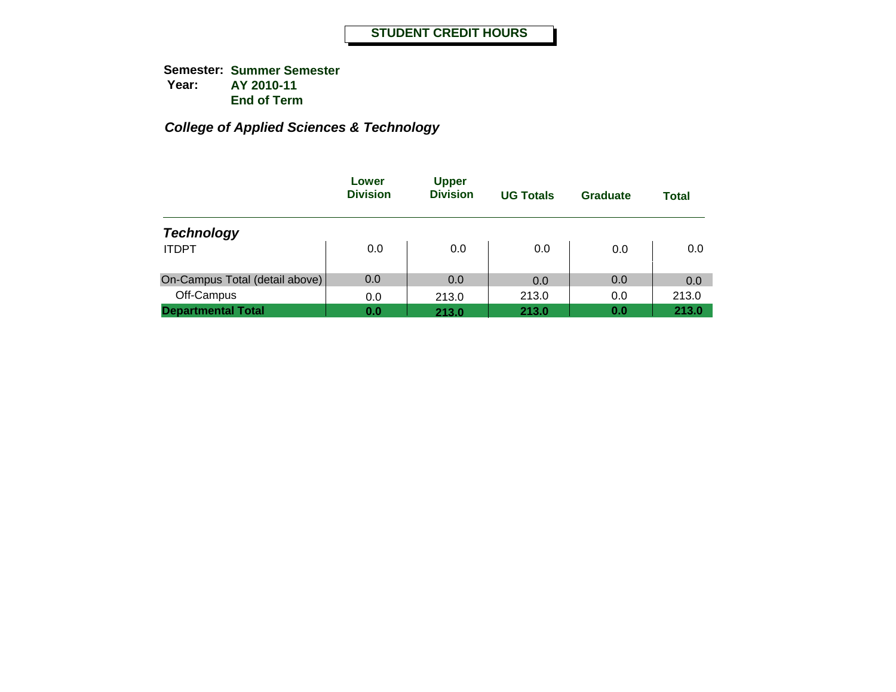# STUDENT CREDIT HOURS

**Semester:** **Summer Semester**
**Year:** **AY 2010-11**
**End of Term**

***College of Applied Sciences & Technology***

| | Lower Division | Upper Division | UG Totals | Graduate | Total |
|---|---|---|---|---|---|
| ***Technology*** | | | | | |
| ITDPT | 0.0 | 0.0 | 0.0 | 0.0 | 0.0 |
| On-Campus Total (detail above) | 0.0 | 0.0 | 0.0 | 0.0 | 0.0 |
| Off-Campus | 0.0 | 213.0 | 213.0 | 0.0 | 213.0 |
| **Departmental Total** | **0.0** | **213.0** | **213.0** | **0.0** | **213.0** |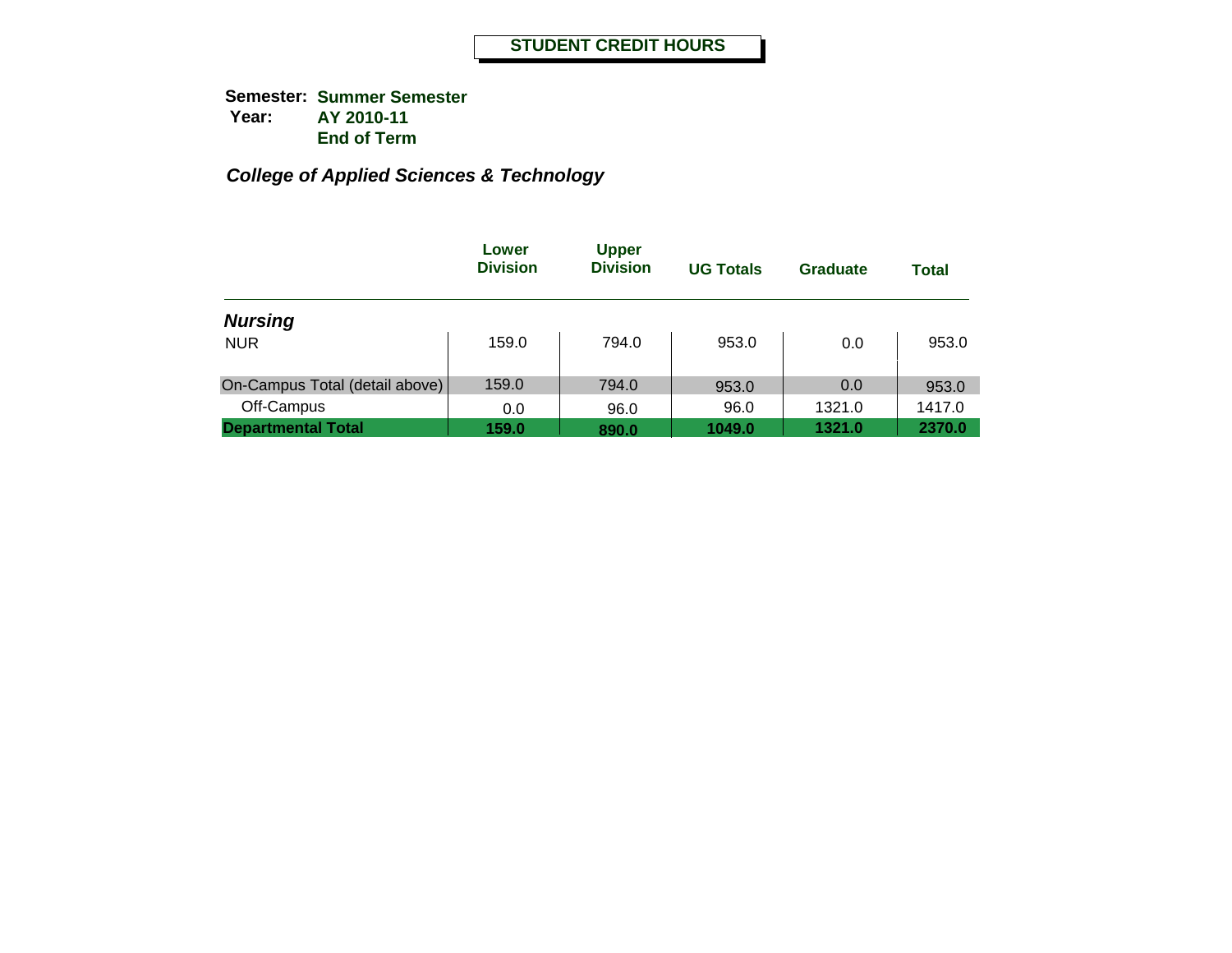# STUDENT CREDIT HOURS

**Semester:** **Summer Semester**
**Year:** **AY 2010-11**
**End of Term**

## *College of Applied Sciences & Technology*

| | Lower Division | Upper Division | UG Totals | Graduate | Total |
|---|---|---|---|---|---|
| ***Nursing*** | | | | | |
| NUR | 159.0 | 794.0 | 953.0 | 0.0 | 953.0 |
| On-Campus Total (detail above) | 159.0 | 794.0 | 953.0 | 0.0 | 953.0 |
| Off-Campus | 0.0 | 96.0 | 96.0 | 1321.0 | 1417.0 |
| **Departmental Total** | **159.0** | **890.0** | **1049.0** | **1321.0** | **2370.0** |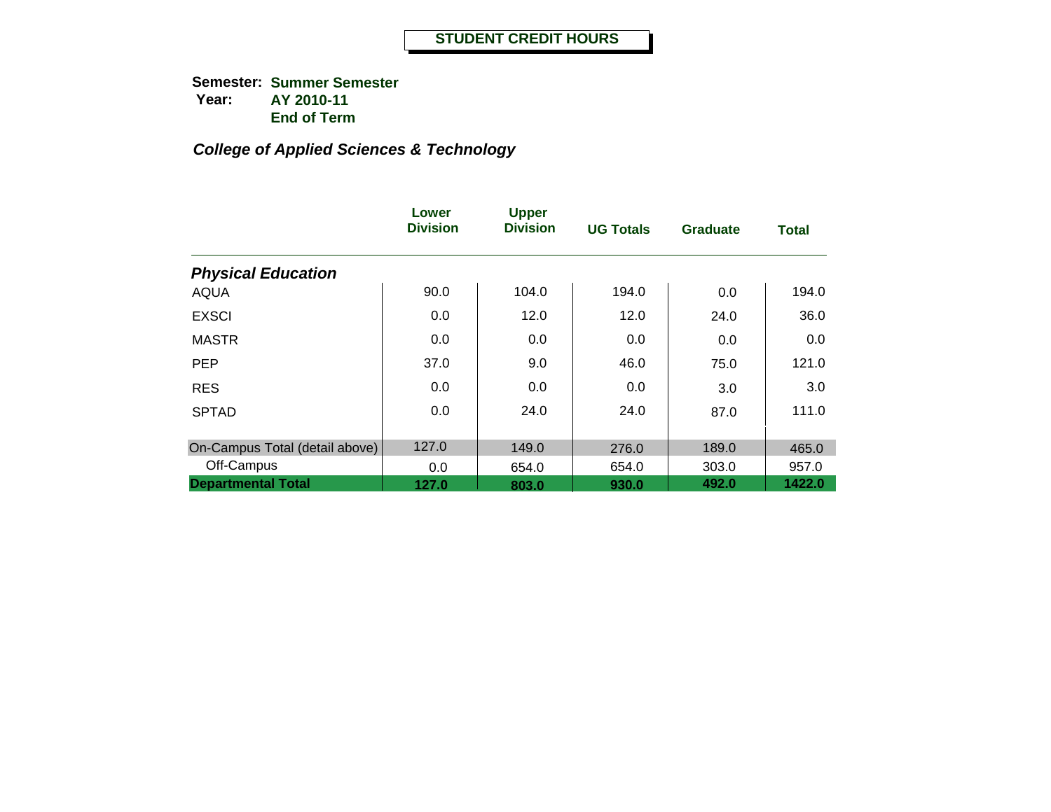# STUDENT CREDIT HOURS

**Semester:** **Summer Semester**
**Year:** **AY 2010-11**
**End of Term**

## *College of Applied Sciences & Technology*

| | Lower Division | Upper Division | UG Totals | Graduate | Total |
|---|---|---|---|---|---|
| ***Physical Education*** | | | | | |
| AQUA | 90.0 | 104.0 | 194.0 | 0.0 | 194.0 |
| EXSCI | 0.0 | 12.0 | 12.0 | 24.0 | 36.0 |
| MASTR | 0.0 | 0.0 | 0.0 | 0.0 | 0.0 |
| PEP | 37.0 | 9.0 | 46.0 | 75.0 | 121.0 |
| RES | 0.0 | 0.0 | 0.0 | 3.0 | 3.0 |
| SPTAD | 0.0 | 24.0 | 24.0 | 87.0 | 111.0 |
| On-Campus Total (detail above) | 127.0 | 149.0 | 276.0 | 189.0 | 465.0 |
| Off-Campus | 0.0 | 654.0 | 654.0 | 303.0 | 957.0 |
| **Departmental Total** | **127.0** | **803.0** | **930.0** | **492.0** | **1422.0** |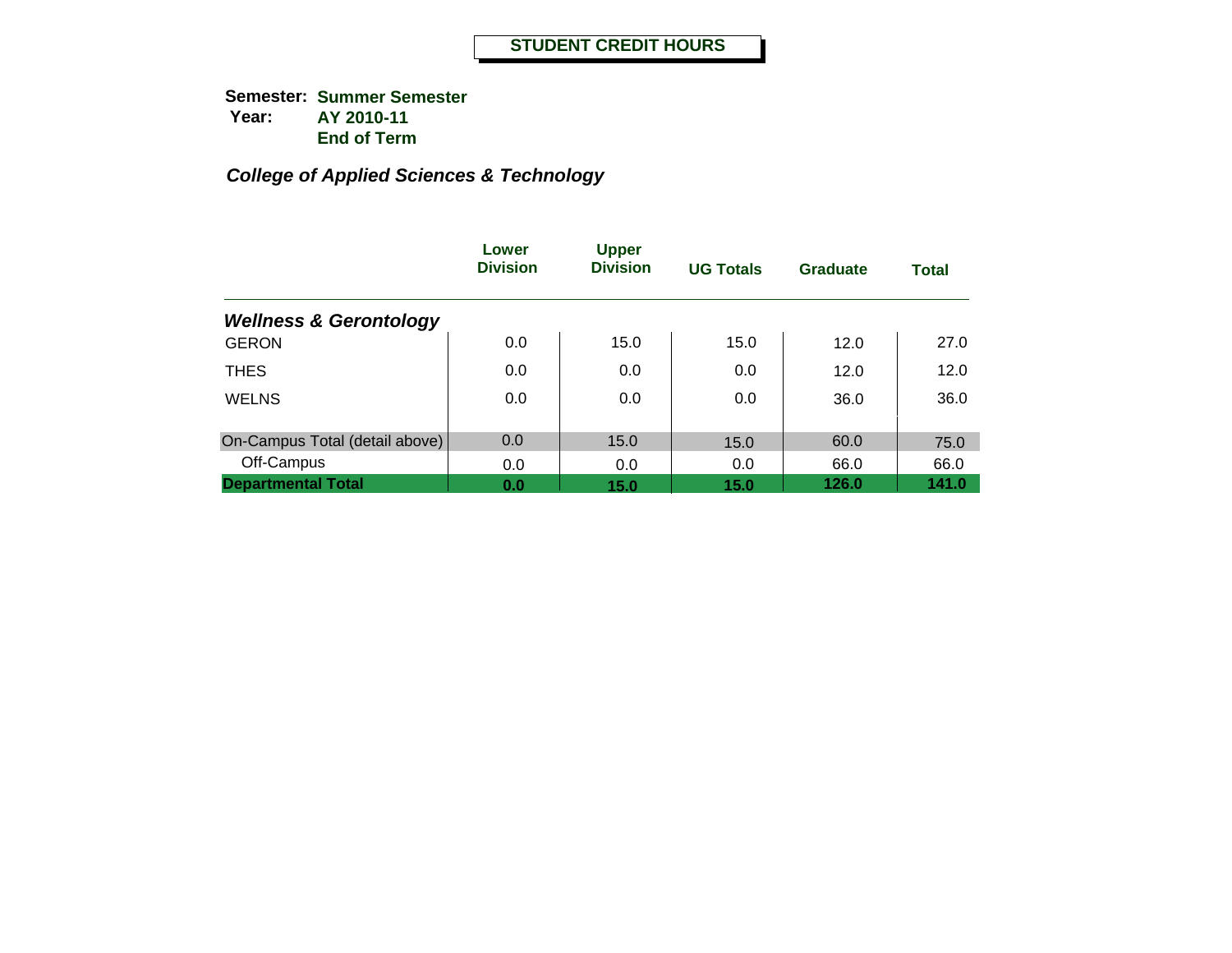# STUDENT CREDIT HOURS

**Semester:** Summer Semester
**Year:** AY 2010-11
End of Term

***College of Applied Sciences & Technology***

| | Lower Division | Upper Division | UG Totals | Graduate | Total |
|---|---|---|---|---|---|
| ***Wellness & Gerontology*** | | | | | |
| GERON | 0.0 | 15.0 | 15.0 | 12.0 | 27.0 |
| THES | 0.0 | 0.0 | 0.0 | 12.0 | 12.0 |
| WELNS | 0.0 | 0.0 | 0.0 | 36.0 | 36.0 |
| On-Campus Total (detail above) | 0.0 | 15.0 | 15.0 | 60.0 | 75.0 |
| Off-Campus | 0.0 | 0.0 | 0.0 | 66.0 | 66.0 |
| **Departmental Total** | **0.0** | **15.0** | **15.0** | **126.0** | **141.0** |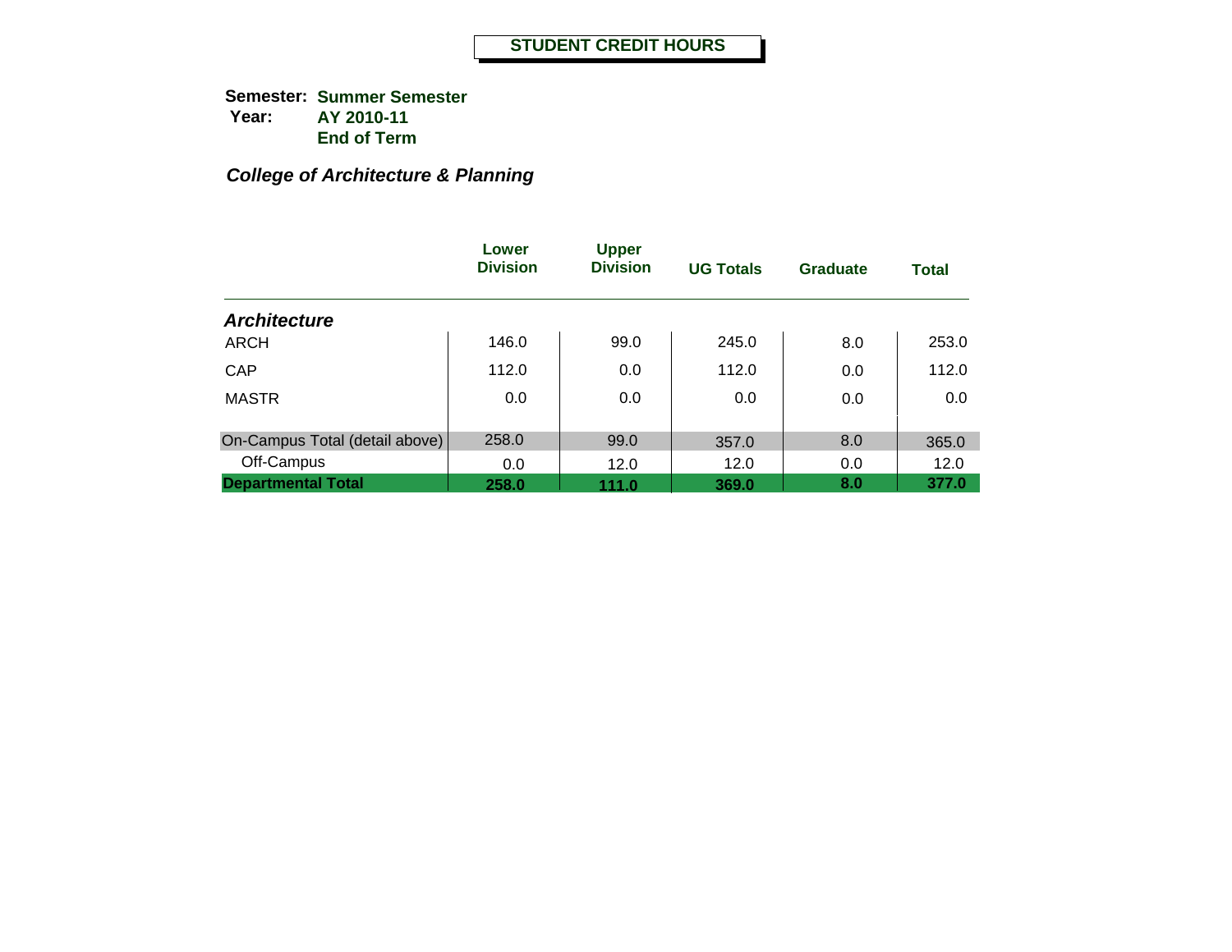# STUDENT CREDIT HOURS

**Semester:** **Summer Semester**
**Year:** **AY 2010-11**
**End of Term**

## *College of Architecture & Planning*

| | Lower Division | Upper Division | UG Totals | Graduate | Total |
|---|---|---|---|---|---|
| ***Architecture*** | | | | | |
| ARCH | 146.0 | 99.0 | 245.0 | 8.0 | 253.0 |
| CAP | 112.0 | 0.0 | 112.0 | 0.0 | 112.0 |
| MASTR | 0.0 | 0.0 | 0.0 | 0.0 | 0.0 |
| On-Campus Total (detail above) | 258.0 | 99.0 | 357.0 | 8.0 | 365.0 |
| Off-Campus | 0.0 | 12.0 | 12.0 | 0.0 | 12.0 |
| **Departmental Total** | **258.0** | **111.0** | **369.0** | **8.0** | **377.0** |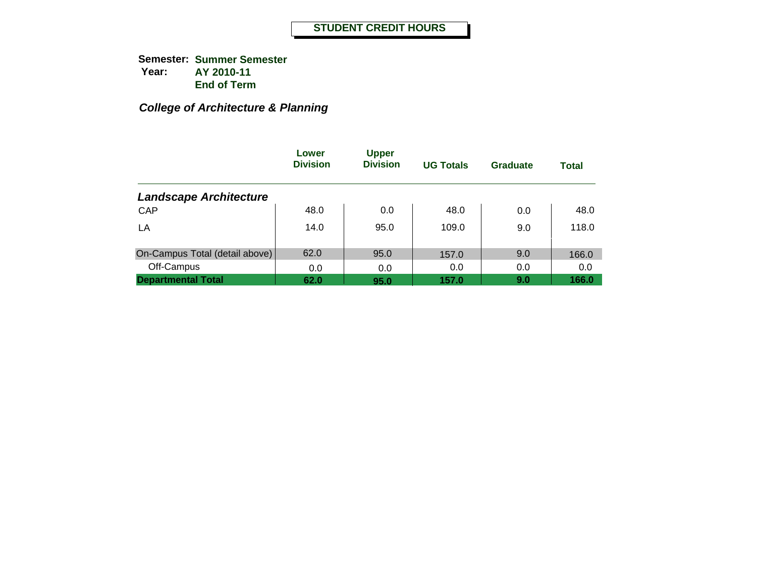# STUDENT CREDIT HOURS

**Semester:** **Summer Semester**
**Year:** **AY 2010-11**
**End of Term**

***College of Architecture & Planning***

| | Lower Division | Upper Division | UG Totals | Graduate | Total |
|---|---|---|---|---|---|
| ***Landscape Architecture*** | | | | | |
| CAP | 48.0 | 0.0 | 48.0 | 0.0 | 48.0 |
| LA | 14.0 | 95.0 | 109.0 | 9.0 | 118.0 |
| On-Campus Total (detail above) | 62.0 | 95.0 | 157.0 | 9.0 | 166.0 |
| Off-Campus | 0.0 | 0.0 | 0.0 | 0.0 | 0.0 |
| **Departmental Total** | **62.0** | **95.0** | **157.0** | **9.0** | **166.0** |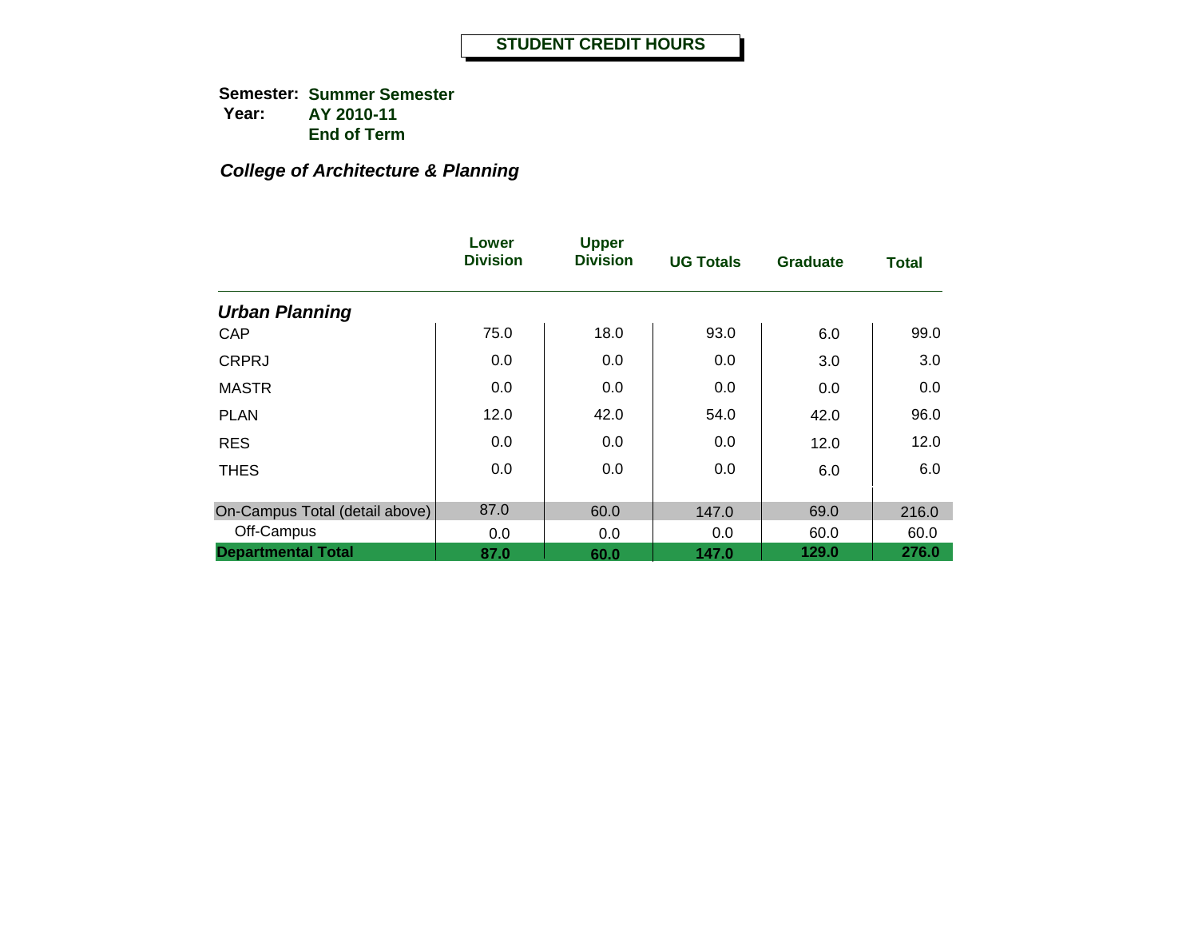# STUDENT CREDIT HOURS

**Semester:** **Summer Semester**
**Year:** **AY 2010-11**
**End of Term**

## *College of Architecture & Planning*

| | Lower Division | Upper Division | UG Totals | Graduate | Total |
|---|---|---|---|---|---|
| ***Urban Planning*** | | | | | |
| CAP | 75.0 | 18.0 | 93.0 | 6.0 | 99.0 |
| CRPRJ | 0.0 | 0.0 | 0.0 | 3.0 | 3.0 |
| MASTR | 0.0 | 0.0 | 0.0 | 0.0 | 0.0 |
| PLAN | 12.0 | 42.0 | 54.0 | 42.0 | 96.0 |
| RES | 0.0 | 0.0 | 0.0 | 12.0 | 12.0 |
| THES | 0.0 | 0.0 | 0.0 | 6.0 | 6.0 |
| On-Campus Total (detail above) | 87.0 | 60.0 | 147.0 | 69.0 | 216.0 |
| Off-Campus | 0.0 | 0.0 | 0.0 | 60.0 | 60.0 |
| **Departmental Total** | **87.0** | **60.0** | **147.0** | **129.0** | **276.0** |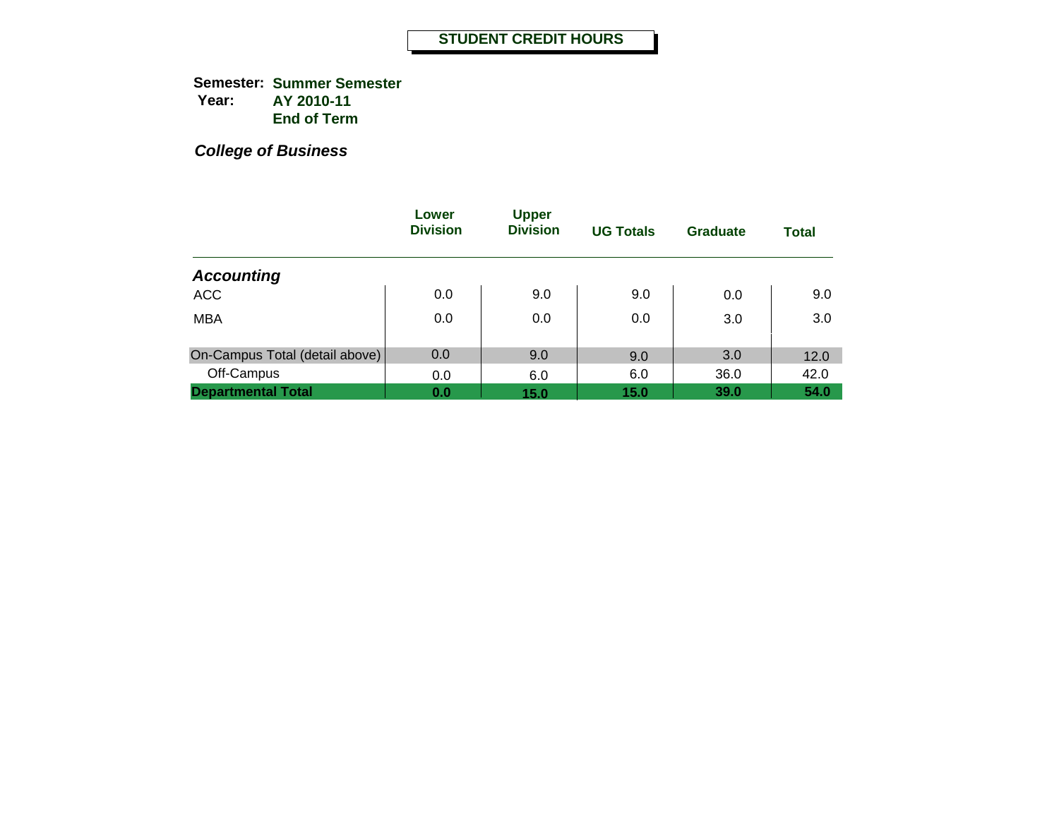# STUDENT CREDIT HOURS

**Semester:** **Summer Semester**
**Year:** **AY 2010-11**
**End of Term**

***College of Business***

| | Lower Division | Upper Division | UG Totals | Graduate | Total |
|---|---|---|---|---|---|
| ***Accounting*** | | | | | |
| ACC | 0.0 | 9.0 | 9.0 | 0.0 | 9.0 |
| MBA | 0.0 | 0.0 | 0.0 | 3.0 | 3.0 |
| On-Campus Total (detail above) | 0.0 | 9.0 | 9.0 | 3.0 | 12.0 |
| Off-Campus | 0.0 | 6.0 | 6.0 | 36.0 | 42.0 |
| **Departmental Total** | **0.0** | **15.0** | **15.0** | **39.0** | **54.0** |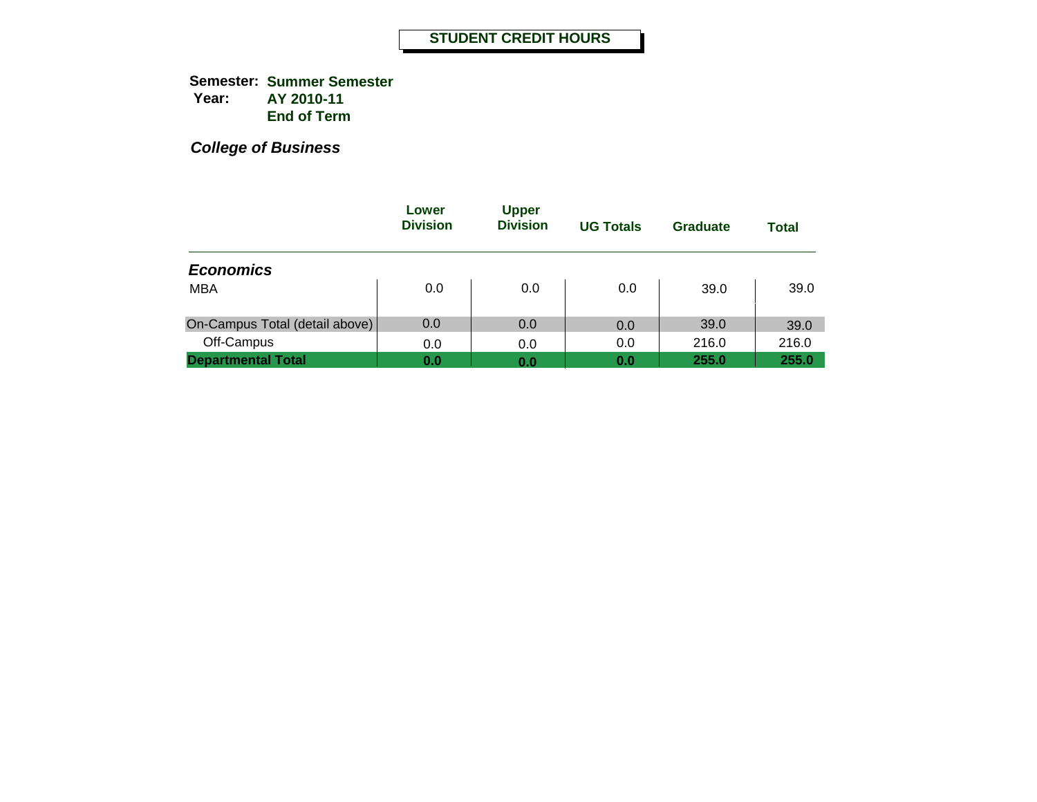# STUDENT CREDIT HOURS

**Semester:** **Summer Semester**
**Year:** **AY 2010-11**
**End of Term**

***College of Business***

| | Lower Division | Upper Division | UG Totals | Graduate | Total |
|---|---|---|---|---|---|
| ***Economics*** | | | | | |
| MBA | 0.0 | 0.0 | 0.0 | 39.0 | 39.0 |
| On-Campus Total (detail above) | 0.0 | 0.0 | 0.0 | 39.0 | 39.0 |
| Off-Campus | 0.0 | 0.0 | 0.0 | 216.0 | 216.0 |
| **Departmental Total** | **0.0** | **0.0** | **0.0** | **255.0** | **255.0** |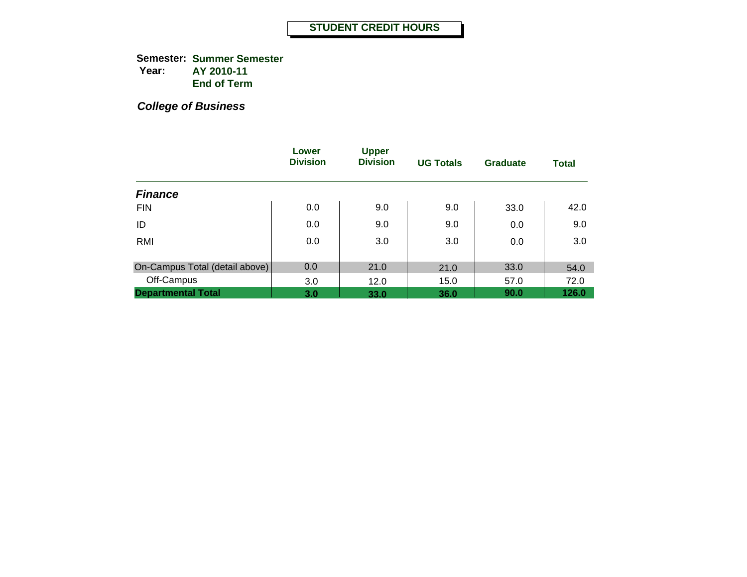# STUDENT CREDIT HOURS

**Semester:** **Summer Semester**
**Year:** **AY 2010-11**
**End of Term**

***College of Business***

| | Lower Division | Upper Division | UG Totals | Graduate | Total |
|---|---|---|---|---|---|
| ***Finance*** | | | | | |
| FIN | 0.0 | 9.0 | 9.0 | 33.0 | 42.0 |
| ID | 0.0 | 9.0 | 9.0 | 0.0 | 9.0 |
| RMI | 0.0 | 3.0 | 3.0 | 0.0 | 3.0 |
| On-Campus Total (detail above) | 0.0 | 21.0 | 21.0 | 33.0 | 54.0 |
| Off-Campus | 3.0 | 12.0 | 15.0 | 57.0 | 72.0 |
| **Departmental Total** | **3.0** | **33.0** | **36.0** | **90.0** | **126.0** |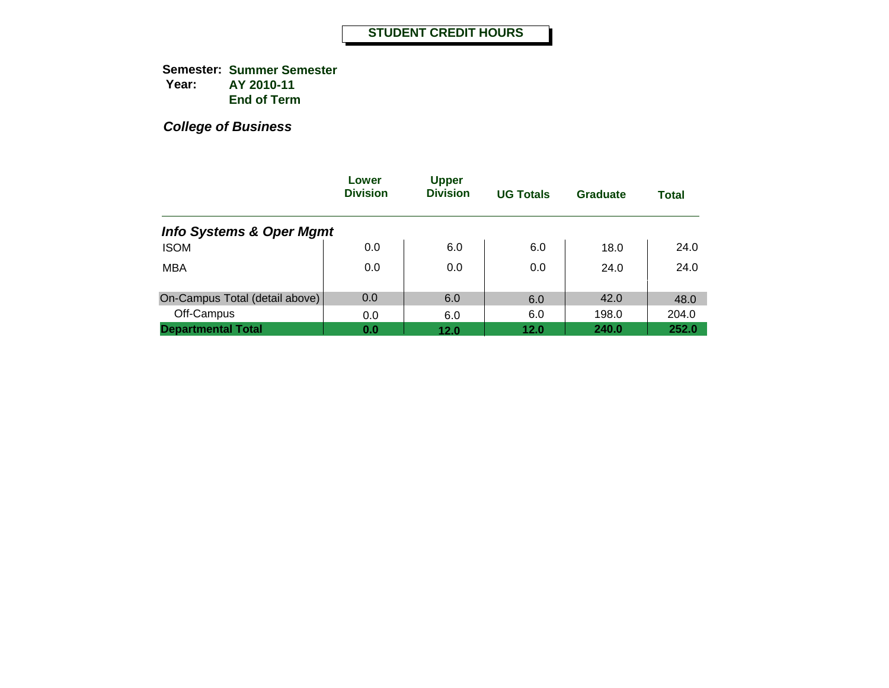# STUDENT CREDIT HOURS

**Semester:** **Summer Semester**
**Year:** **AY 2010-11**
**End of Term**

***College of Business***

| | Lower Division | Upper Division | UG Totals | Graduate | Total |
|---|---|---|---|---|---|
| ***Info Systems & Oper Mgmt*** | | | | | |
| ISOM | 0.0 | 6.0 | 6.0 | 18.0 | 24.0 |
| MBA | 0.0 | 0.0 | 0.0 | 24.0 | 24.0 |
| On-Campus Total (detail above) | 0.0 | 6.0 | 6.0 | 42.0 | 48.0 |
| Off-Campus | 0.0 | 6.0 | 6.0 | 198.0 | 204.0 |
| **Departmental Total** | **0.0** | **12.0** | **12.0** | **240.0** | **252.0** |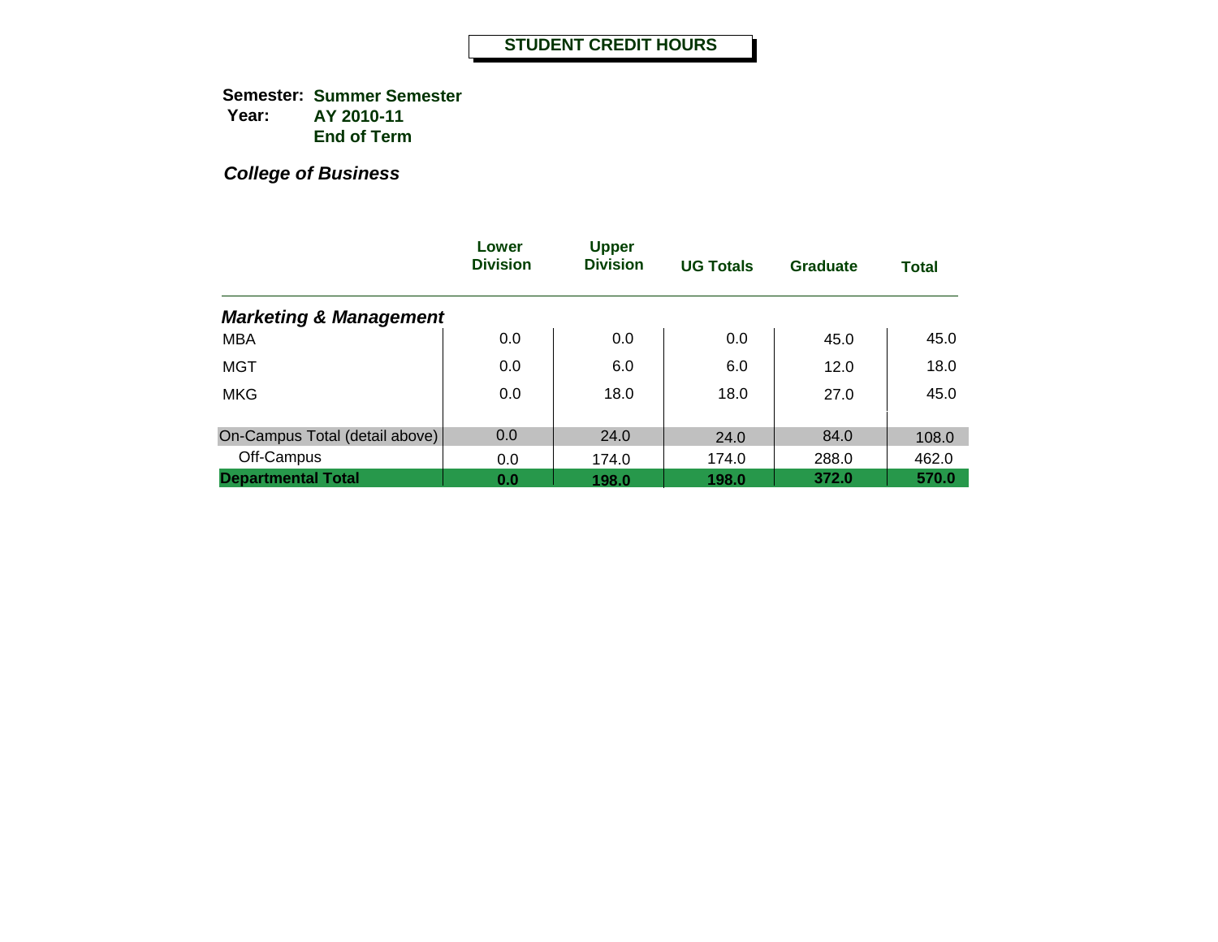# STUDENT CREDIT HOURS

**Semester:** **Summer Semester**
**Year:** **AY 2010-11**
**End of Term**

***College of Business***

| | Lower Division | Upper Division | UG Totals | Graduate | Total |
|---|---|---|---|---|---|
| ***Marketing & Management*** | | | | | |
| MBA | 0.0 | 0.0 | 0.0 | 45.0 | 45.0 |
| MGT | 0.0 | 6.0 | 6.0 | 12.0 | 18.0 |
| MKG | 0.0 | 18.0 | 18.0 | 27.0 | 45.0 |
| On-Campus Total (detail above) | 0.0 | 24.0 | 24.0 | 84.0 | 108.0 |
| Off-Campus | 0.0 | 174.0 | 174.0 | 288.0 | 462.0 |
| **Departmental Total** | **0.0** | **198.0** | **198.0** | **372.0** | **570.0** |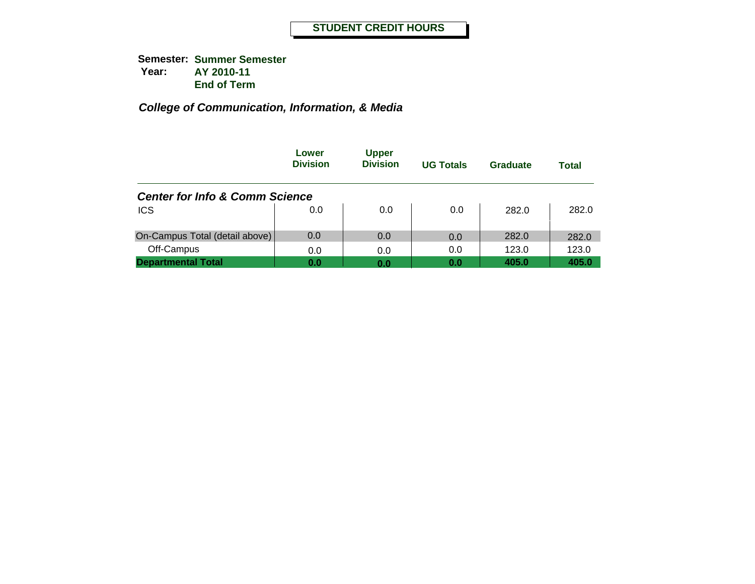# STUDENT CREDIT HOURS

**Semester:** **Summer Semester**
**Year:** **AY 2010-11**
**End of Term**

## *College of Communication, Information, & Media*

| | Lower Division | Upper Division | UG Totals | Graduate | Total |
|---|---|---|---|---|---|
| ***Center for Info & Comm Science*** | | | | | |
| ICS | 0.0 | 0.0 | 0.0 | 282.0 | 282.0 |
| On-Campus Total (detail above) | 0.0 | 0.0 | 0.0 | 282.0 | 282.0 |
| Off-Campus | 0.0 | 0.0 | 0.0 | 123.0 | 123.0 |
| **Departmental Total** | **0.0** | **0.0** | **0.0** | **405.0** | **405.0** |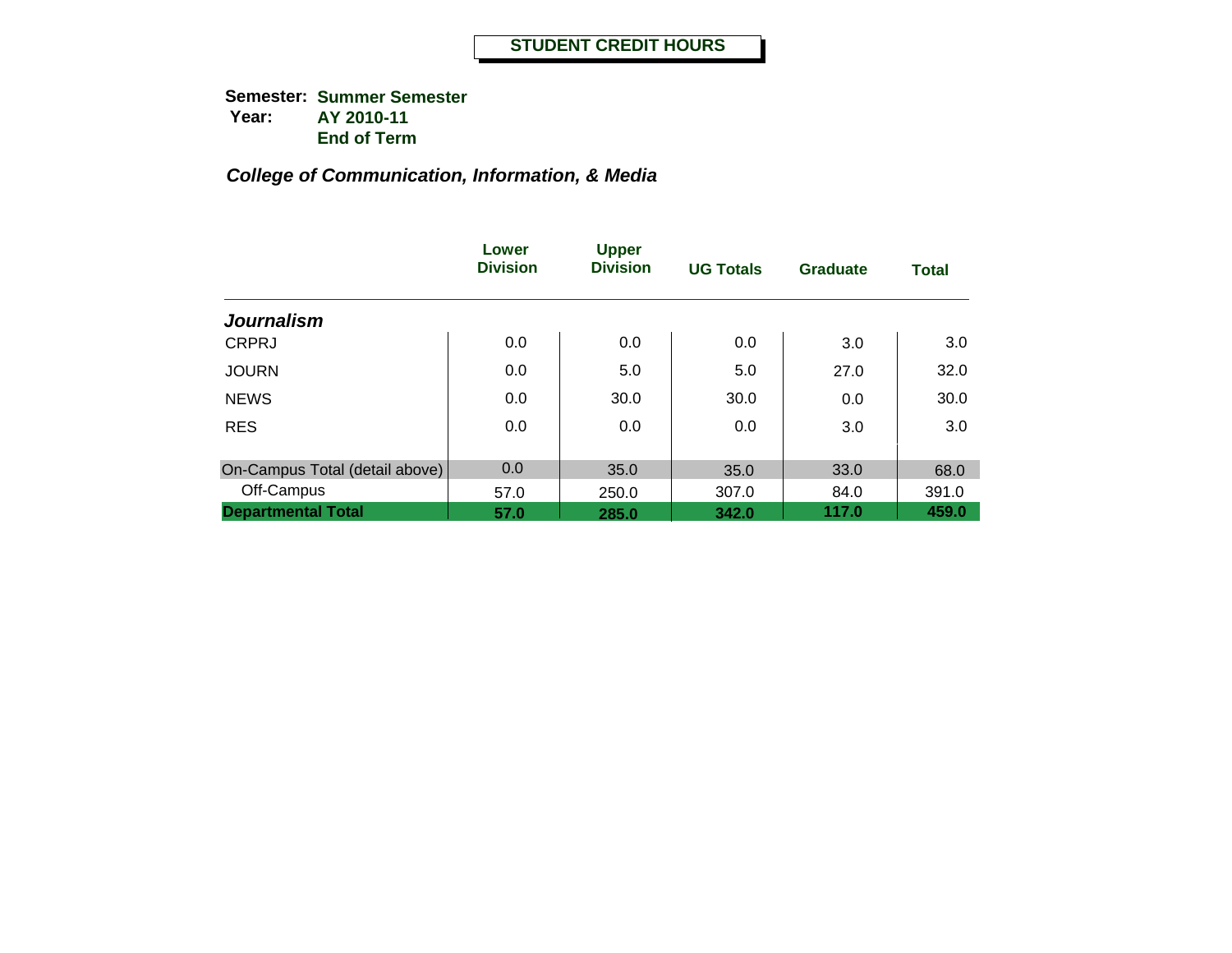# STUDENT CREDIT HOURS

**Semester:** **Summer Semester**
**Year:** **AY 2010-11**
**End of Term**

## *College of Communication, Information, & Media*

| | Lower Division | Upper Division | UG Totals | Graduate | Total |
|---|---|---|---|---|---|
| ***Journalism*** | | | | | |
| CRPRJ | 0.0 | 0.0 | 0.0 | 3.0 | 3.0 |
| JOURN | 0.0 | 5.0 | 5.0 | 27.0 | 32.0 |
| NEWS | 0.0 | 30.0 | 30.0 | 0.0 | 30.0 |
| RES | 0.0 | 0.0 | 0.0 | 3.0 | 3.0 |
| On-Campus Total (detail above) | 0.0 | 35.0 | 35.0 | 33.0 | 68.0 |
| Off-Campus | 57.0 | 250.0 | 307.0 | 84.0 | 391.0 |
| **Departmental Total** | **57.0** | **285.0** | **342.0** | **117.0** | **459.0** |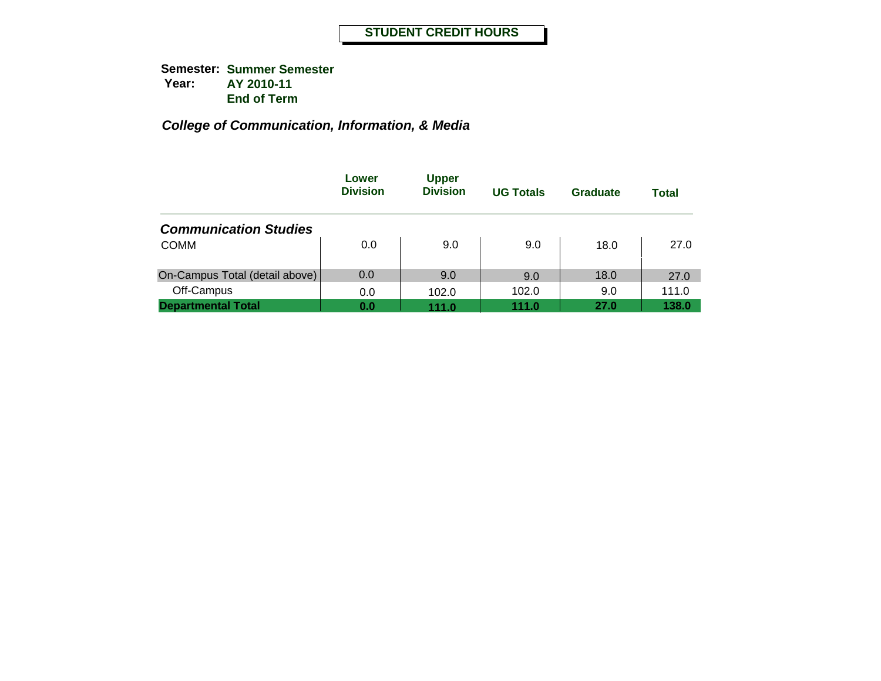# STUDENT CREDIT HOURS

**Semester:** **Summer Semester**
**Year:** **AY 2010-11**
**End of Term**

## *College of Communication, Information, & Media*

| | Lower Division | Upper Division | UG Totals | Graduate | Total |
|---|---|---|---|---|---|
| ***Communication Studies*** | | | | | |
| COMM | 0.0 | 9.0 | 9.0 | 18.0 | 27.0 |
| On-Campus Total (detail above) | 0.0 | 9.0 | 9.0 | 18.0 | 27.0 |
| Off-Campus | 0.0 | 102.0 | 102.0 | 9.0 | 111.0 |
| **Departmental Total** | **0.0** | **111.0** | **111.0** | **27.0** | **138.0** |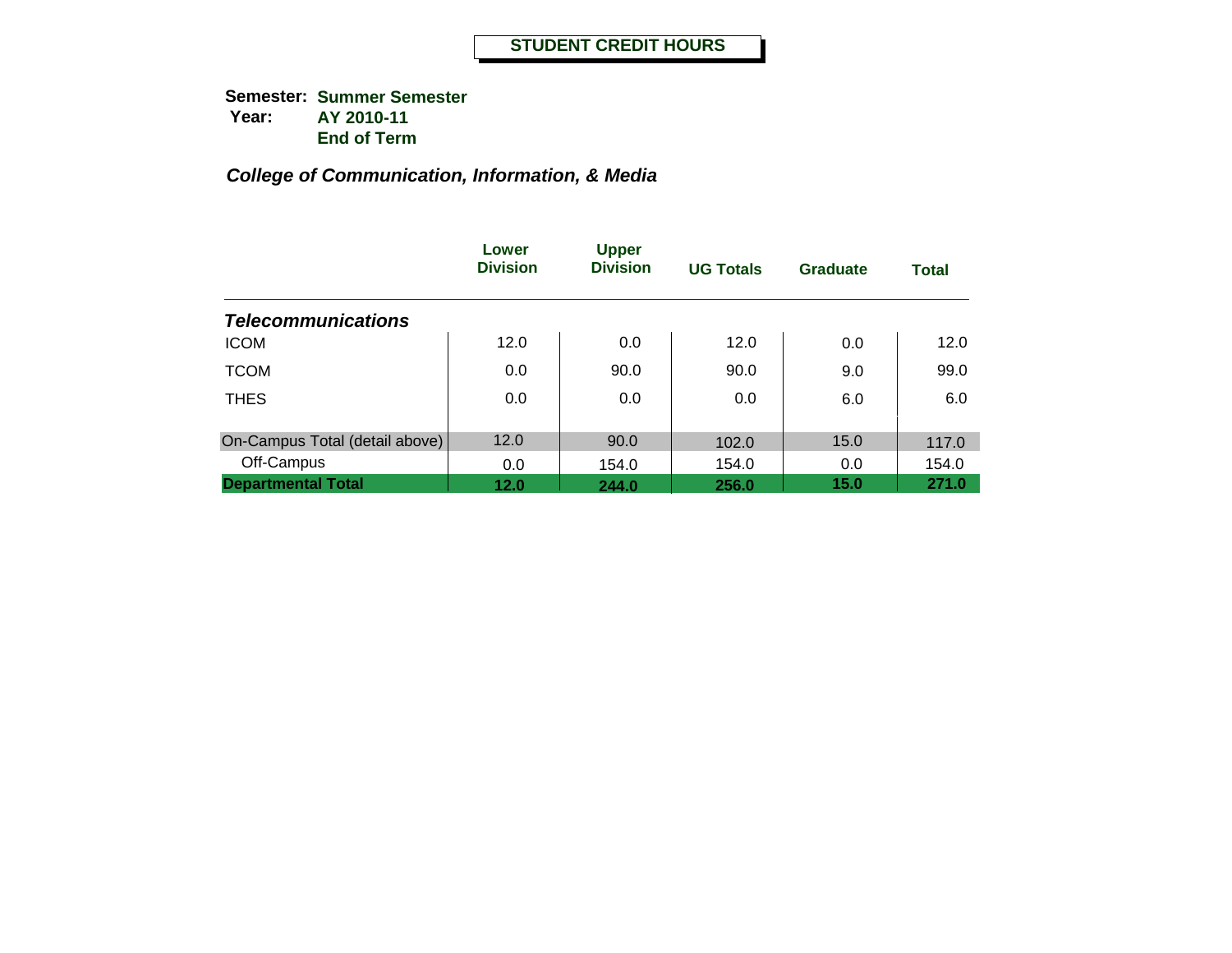**STUDENT CREDIT HOURS**

**Semester:** **Summer Semester**
**Year:** **AY 2010-11**
**End of Term**

***College of Communication, Information, & Media***

| | Lower Division | Upper Division | UG Totals | Graduate | Total |
|---|---|---|---|---|---|
| ***Telecommunications*** | | | | | |
| ICOM | 12.0 | 0.0 | 12.0 | 0.0 | 12.0 |
| TCOM | 0.0 | 90.0 | 90.0 | 9.0 | 99.0 |
| THES | 0.0 | 0.0 | 0.0 | 6.0 | 6.0 |
| On-Campus Total (detail above) | 12.0 | 90.0 | 102.0 | 15.0 | 117.0 |
| Off-Campus | 0.0 | 154.0 | 154.0 | 0.0 | 154.0 |
| **Departmental Total** | **12.0** | **244.0** | **256.0** | **15.0** | **271.0** |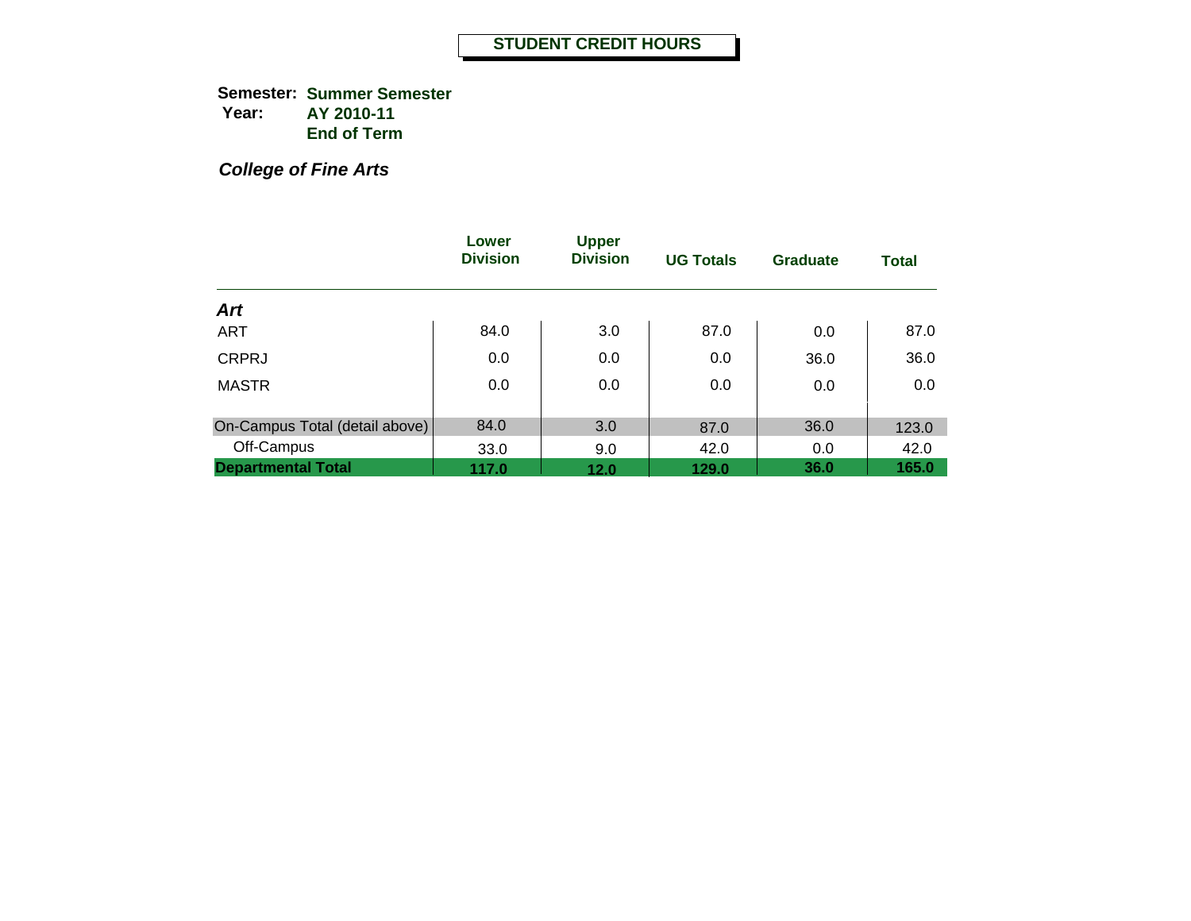# STUDENT CREDIT HOURS

**Semester:** **Summer Semester**
**Year:** **AY 2010-11**
**End of Term**

***College of Fine Arts***

| | Lower Division | Upper Division | UG Totals | Graduate | Total |
|---|---|---|---|---|---|
| ***Art*** | | | | | |
| ART | 84.0 | 3.0 | 87.0 | 0.0 | 87.0 |
| CRPRJ | 0.0 | 0.0 | 0.0 | 36.0 | 36.0 |
| MASTR | 0.0 | 0.0 | 0.0 | 0.0 | 0.0 |
| On-Campus Total (detail above) | 84.0 | 3.0 | 87.0 | 36.0 | 123.0 |
| Off-Campus | 33.0 | 9.0 | 42.0 | 0.0 | 42.0 |
| **Departmental Total** | **117.0** | **12.0** | **129.0** | **36.0** | **165.0** |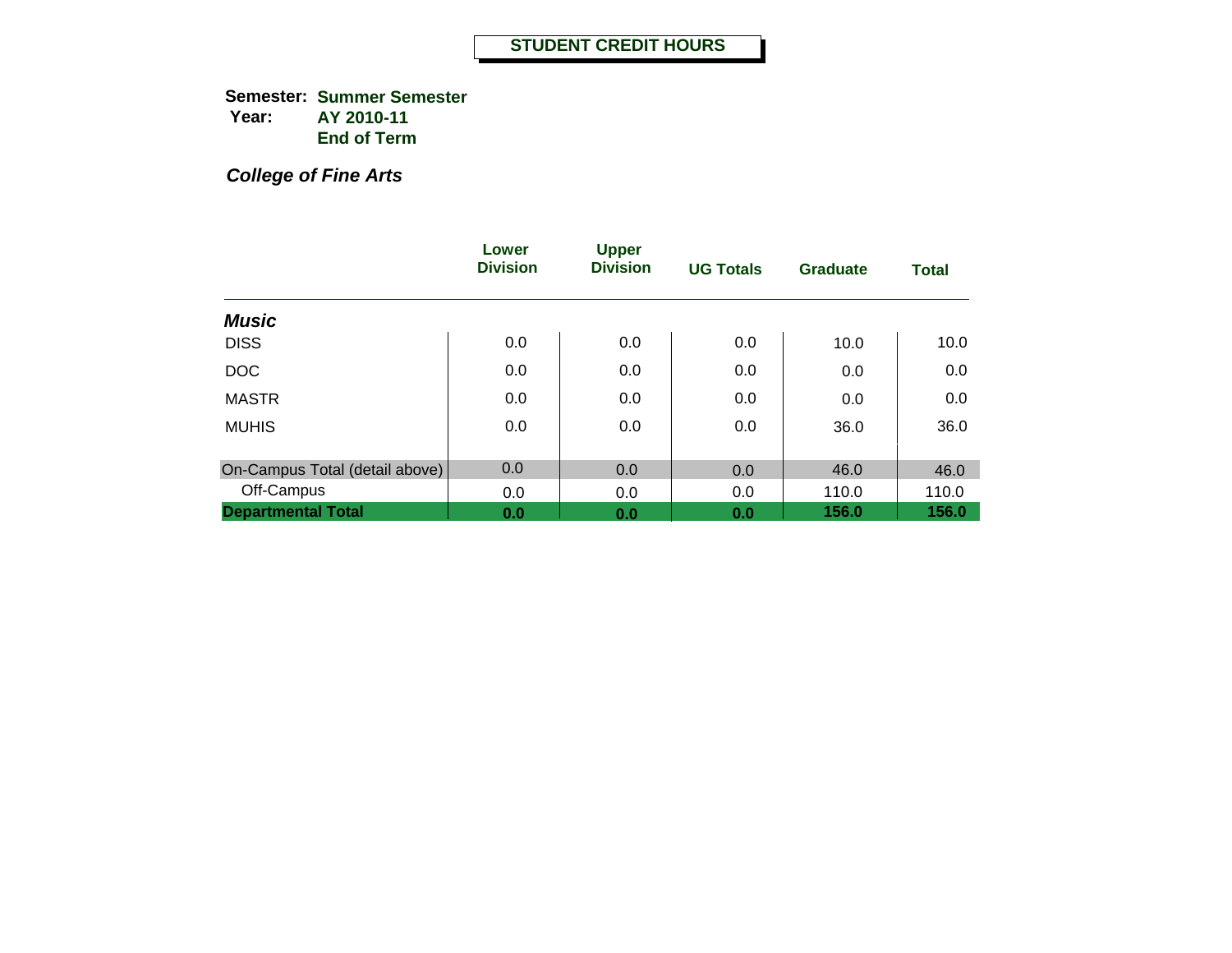# STUDENT CREDIT HOURS

**Semester:** **Summer Semester**
**Year:** **AY 2010-11**
**End of Term**

***College of Fine Arts***

| | Lower Division | Upper Division | UG Totals | Graduate | Total |
|---|---|---|---|---|---|
| ***Music*** | | | | | |
| DISS | 0.0 | 0.0 | 0.0 | 10.0 | 10.0 |
| DOC | 0.0 | 0.0 | 0.0 | 0.0 | 0.0 |
| MASTR | 0.0 | 0.0 | 0.0 | 0.0 | 0.0 |
| MUHIS | 0.0 | 0.0 | 0.0 | 36.0 | 36.0 |
| On-Campus Total (detail above) | 0.0 | 0.0 | 0.0 | 46.0 | 46.0 |
| Off-Campus | 0.0 | 0.0 | 0.0 | 110.0 | 110.0 |
| **Departmental Total** | **0.0** | **0.0** | **0.0** | **156.0** | **156.0** |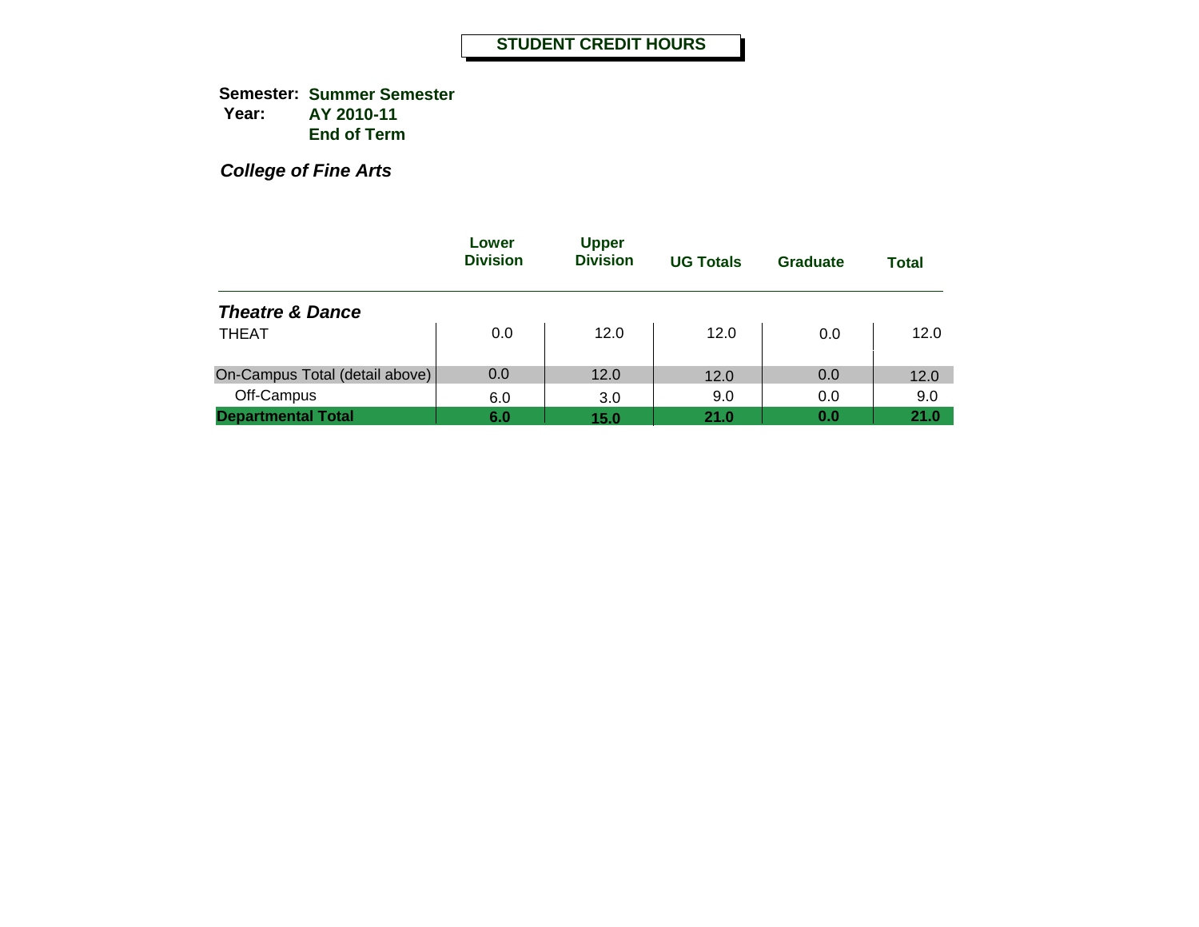# STUDENT CREDIT HOURS

**Semester:** **Summer Semester**
**Year:** **AY 2010-11**
**End of Term**

***College of Fine Arts***

| | Lower Division | Upper Division | UG Totals | Graduate | Total |
|---|---|---|---|---|---|
| ***Theatre & Dance*** | | | | | |
| THEAT | 0.0 | 12.0 | 12.0 | 0.0 | 12.0 |
| On-Campus Total (detail above) | 0.0 | 12.0 | 12.0 | 0.0 | 12.0 |
| Off-Campus | 6.0 | 3.0 | 9.0 | 0.0 | 9.0 |
| **Departmental Total** | **6.0** | **15.0** | **21.0** | **0.0** | **21.0** |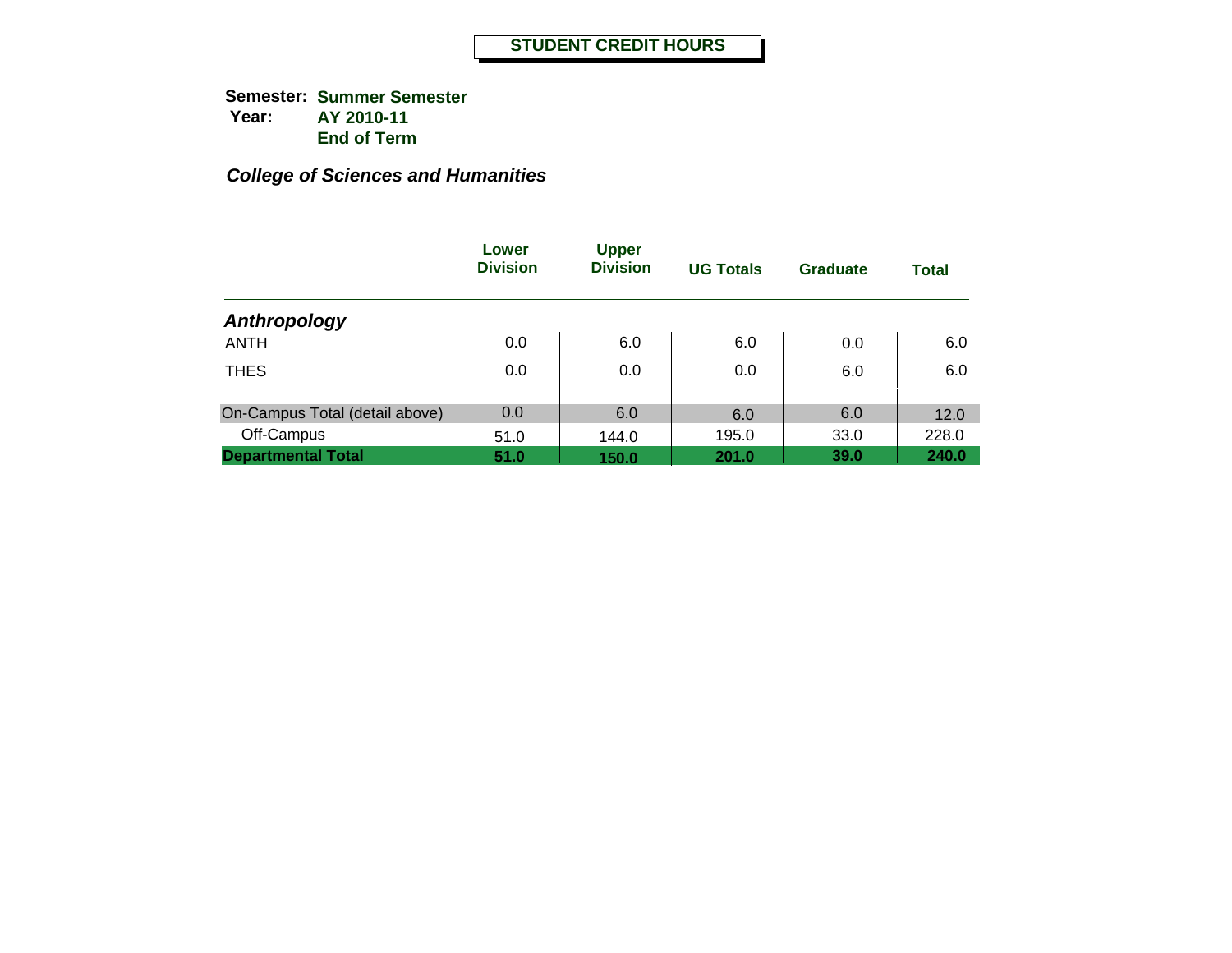# STUDENT CREDIT HOURS

**Semester:** **Summer Semester**
**Year:** **AY 2010-11**
**End of Term**

***College of Sciences and Humanities***

| | Lower Division | Upper Division | UG Totals | Graduate | Total |
|---|---|---|---|---|---|
| ***Anthropology*** | | | | | |
| ANTH | 0.0 | 6.0 | 6.0 | 0.0 | 6.0 |
| THES | 0.0 | 0.0 | 0.0 | 6.0 | 6.0 |
| On-Campus Total (detail above) | 0.0 | 6.0 | 6.0 | 6.0 | 12.0 |
| Off-Campus | 51.0 | 144.0 | 195.0 | 33.0 | 228.0 |
| **Departmental Total** | **51.0** | **150.0** | **201.0** | **39.0** | **240.0** |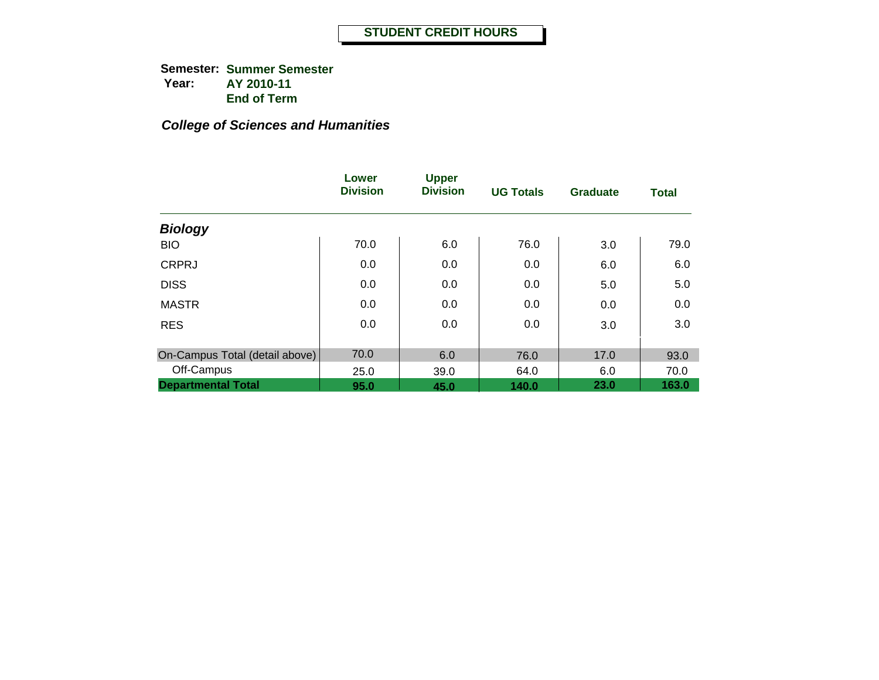# STUDENT CREDIT HOURS

**Semester:** **Summer Semester**
**Year:** **AY 2010-11**
**End of Term**

***College of Sciences and Humanities***

| | Lower Division | Upper Division | UG Totals | Graduate | Total |
|---|---|---|---|---|---|
| ***Biology*** | | | | | |
| BIO | 70.0 | 6.0 | 76.0 | 3.0 | 79.0 |
| CRPRJ | 0.0 | 0.0 | 0.0 | 6.0 | 6.0 |
| DISS | 0.0 | 0.0 | 0.0 | 5.0 | 5.0 |
| MASTR | 0.0 | 0.0 | 0.0 | 0.0 | 0.0 |
| RES | 0.0 | 0.0 | 0.0 | 3.0 | 3.0 |
| On-Campus Total (detail above) | 70.0 | 6.0 | 76.0 | 17.0 | 93.0 |
| Off-Campus | 25.0 | 39.0 | 64.0 | 6.0 | 70.0 |
| **Departmental Total** | **95.0** | **45.0** | **140.0** | **23.0** | **163.0** |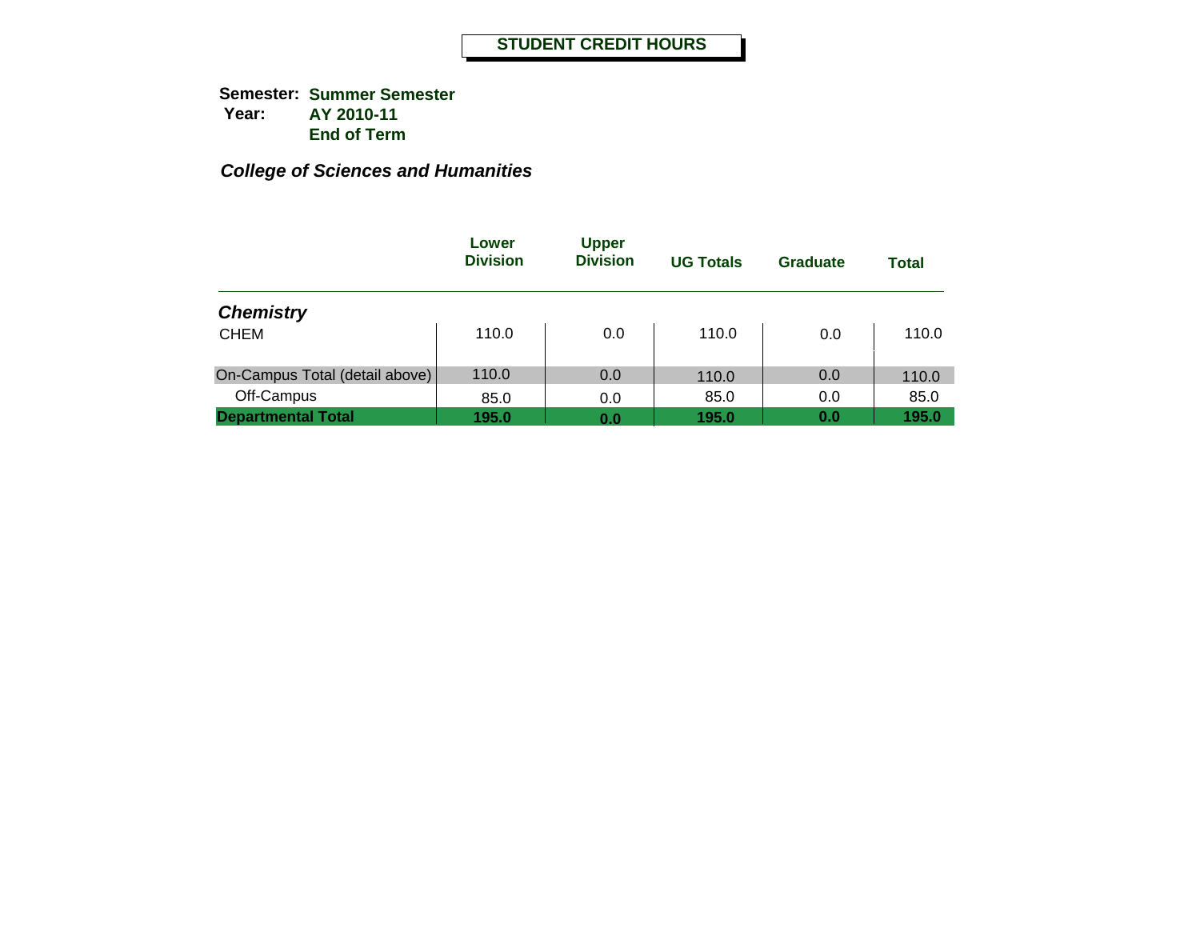**STUDENT CREDIT HOURS**

**Semester:** **Summer Semester**
**Year:** **AY 2010-11**
**End of Term**

***College of Sciences and Humanities***

| | Lower Division | Upper Division | UG Totals | Graduate | Total |
|---|---|---|---|---|---|
| ***Chemistry*** | | | | | |
| CHEM | 110.0 | 0.0 | 110.0 | 0.0 | 110.0 |
| On-Campus Total (detail above) | 110.0 | 0.0 | 110.0 | 0.0 | 110.0 |
| Off-Campus | 85.0 | 0.0 | 85.0 | 0.0 | 85.0 |
| **Departmental Total** | **195.0** | **0.0** | **195.0** | **0.0** | **195.0** |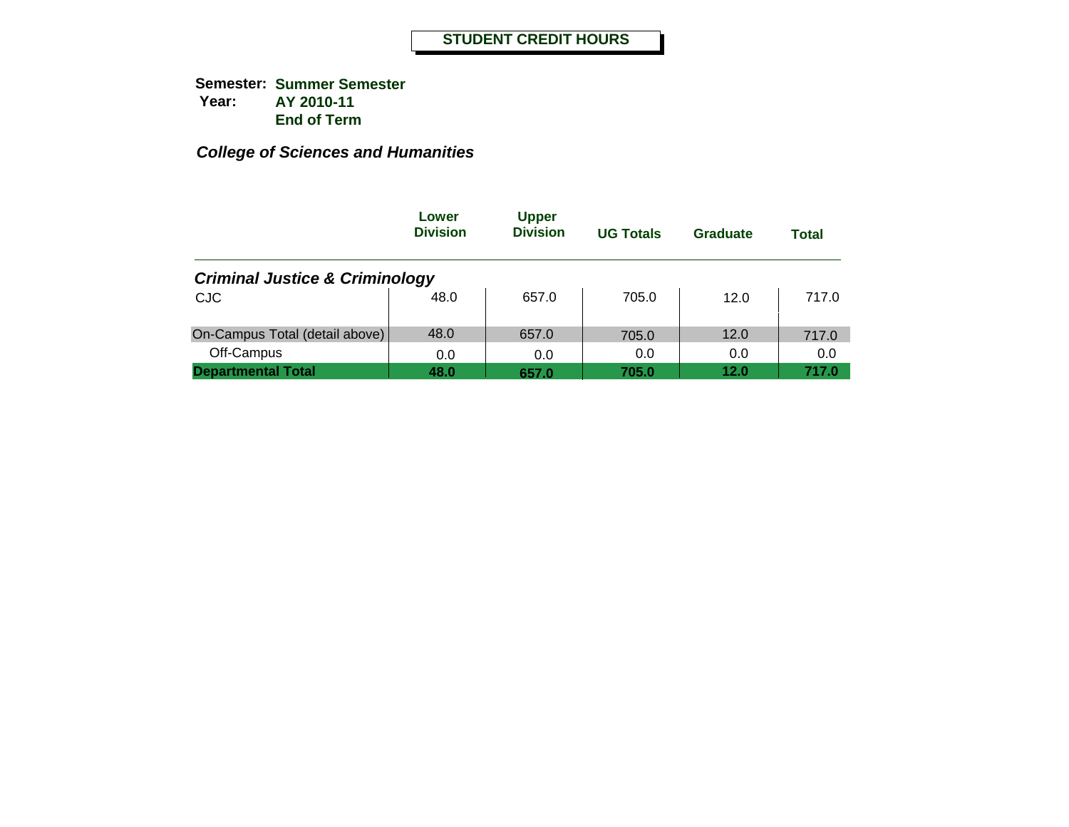# STUDENT CREDIT HOURS

**Semester:** **Summer Semester**
**Year:** **AY 2010-11**
**End of Term**

***College of Sciences and Humanities***

| | Lower Division | Upper Division | UG Totals | Graduate | Total |
|---|---|---|---|---|---|
| ***Criminal Justice & Criminology*** | | | | | |
| CJC | 48.0 | 657.0 | 705.0 | 12.0 | 717.0 |
| On-Campus Total (detail above) | 48.0 | 657.0 | 705.0 | 12.0 | 717.0 |
| Off-Campus | 0.0 | 0.0 | 0.0 | 0.0 | 0.0 |
| **Departmental Total** | **48.0** | **657.0** | **705.0** | **12.0** | **717.0** |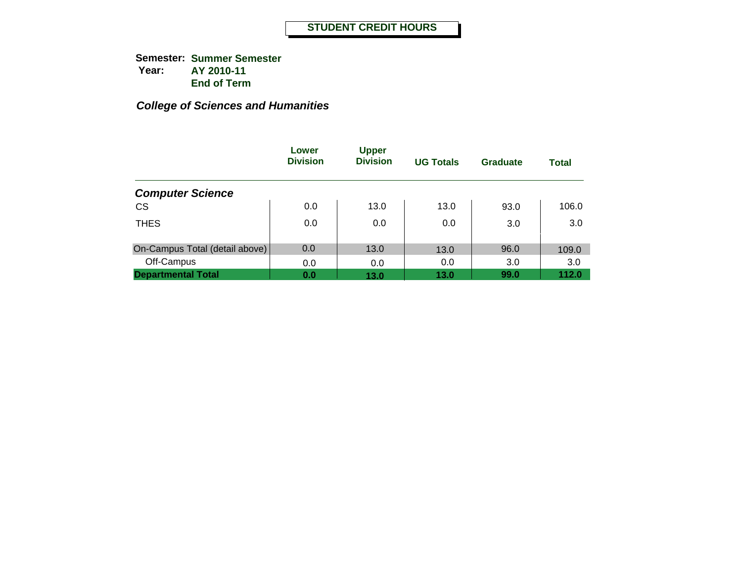# STUDENT CREDIT HOURS

**Semester:** **Summer Semester**
**Year:** **AY 2010-11**
**End of Term**

***College of Sciences and Humanities***

| | Lower Division | Upper Division | UG Totals | Graduate | Total |
|---|---|---|---|---|---|
| ***Computer Science*** | | | | | |
| CS | 0.0 | 13.0 | 13.0 | 93.0 | 106.0 |
| THES | 0.0 | 0.0 | 0.0 | 3.0 | 3.0 |
| On-Campus Total (detail above) | 0.0 | 13.0 | 13.0 | 96.0 | 109.0 |
| Off-Campus | 0.0 | 0.0 | 0.0 | 3.0 | 3.0 |
| **Departmental Total** | **0.0** | **13.0** | **13.0** | **99.0** | **112.0** |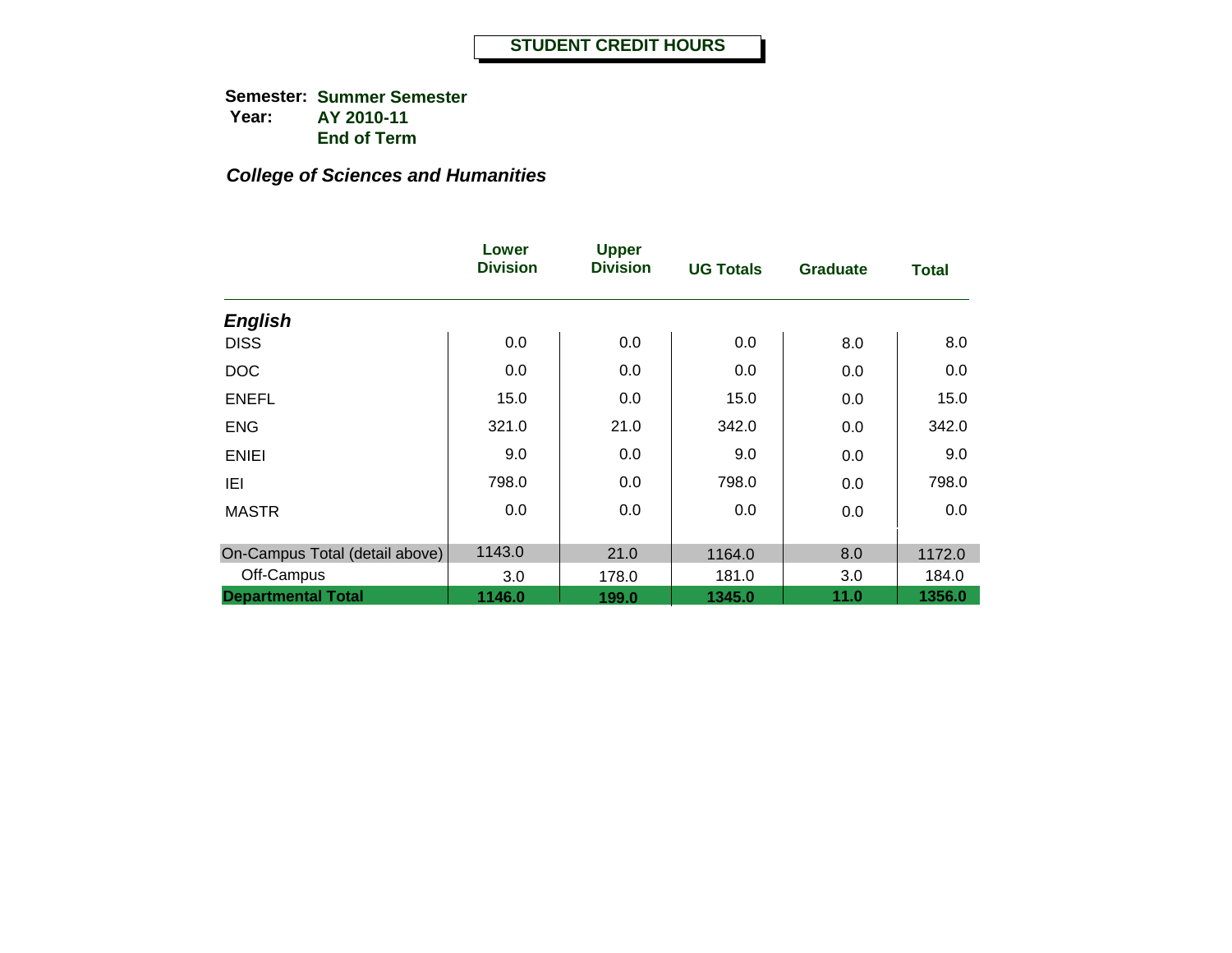# STUDENT CREDIT HOURS

**Semester:** **Summer Semester**
**Year:** **AY 2010-11**
**End of Term**

***College of Sciences and Humanities***

| | Lower Division | Upper Division | UG Totals | Graduate | Total |
|---|---|---|---|---|---|
| ***English*** | | | | | |
| DISS | 0.0 | 0.0 | 0.0 | 8.0 | 8.0 |
| DOC | 0.0 | 0.0 | 0.0 | 0.0 | 0.0 |
| ENEFL | 15.0 | 0.0 | 15.0 | 0.0 | 15.0 |
| ENG | 321.0 | 21.0 | 342.0 | 0.0 | 342.0 |
| ENIEI | 9.0 | 0.0 | 9.0 | 0.0 | 9.0 |
| IEI | 798.0 | 0.0 | 798.0 | 0.0 | 798.0 |
| MASTR | 0.0 | 0.0 | 0.0 | 0.0 | 0.0 |
| On-Campus Total (detail above) | 1143.0 | 21.0 | 1164.0 | 8.0 | 1172.0 |
| Off-Campus | 3.0 | 178.0 | 181.0 | 3.0 | 184.0 |
| **Departmental Total** | **1146.0** | **199.0** | **1345.0** | **11.0** | **1356.0** |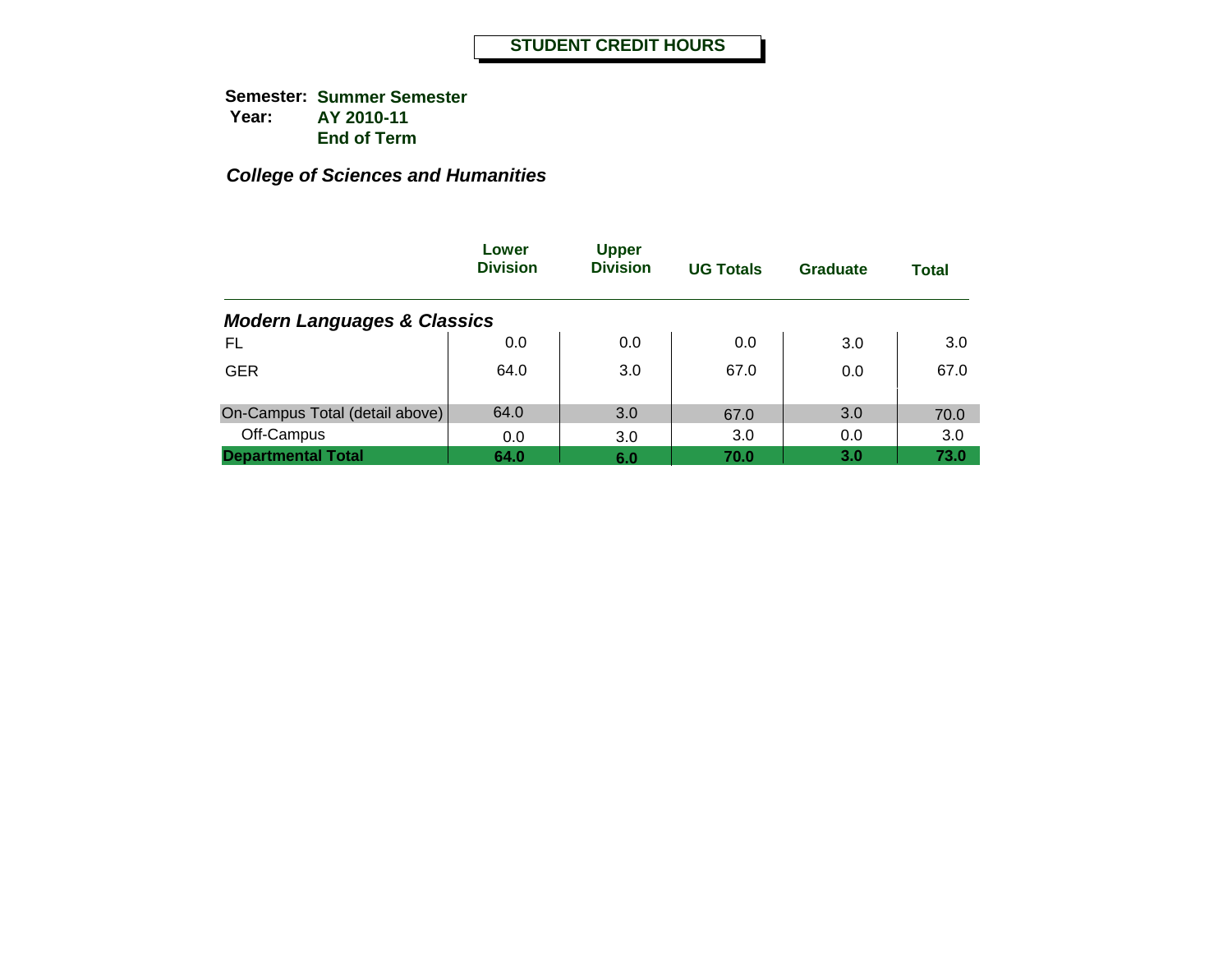# STUDENT CREDIT HOURS

**Semester:** **Summer Semester**
**Year:** **AY 2010-11**
**End of Term**

***College of Sciences and Humanities***

| | Lower Division | Upper Division | UG Totals | Graduate | Total |
|---|---|---|---|---|---|
| ***Modern Languages & Classics*** | | | | | |
| FL | 0.0 | 0.0 | 0.0 | 3.0 | 3.0 |
| GER | 64.0 | 3.0 | 67.0 | 0.0 | 67.0 |
| On-Campus Total (detail above) | 64.0 | 3.0 | 67.0 | 3.0 | 70.0 |
| Off-Campus | 0.0 | 3.0 | 3.0 | 0.0 | 3.0 |
| **Departmental Total** | **64.0** | **6.0** | **70.0** | **3.0** | **73.0** |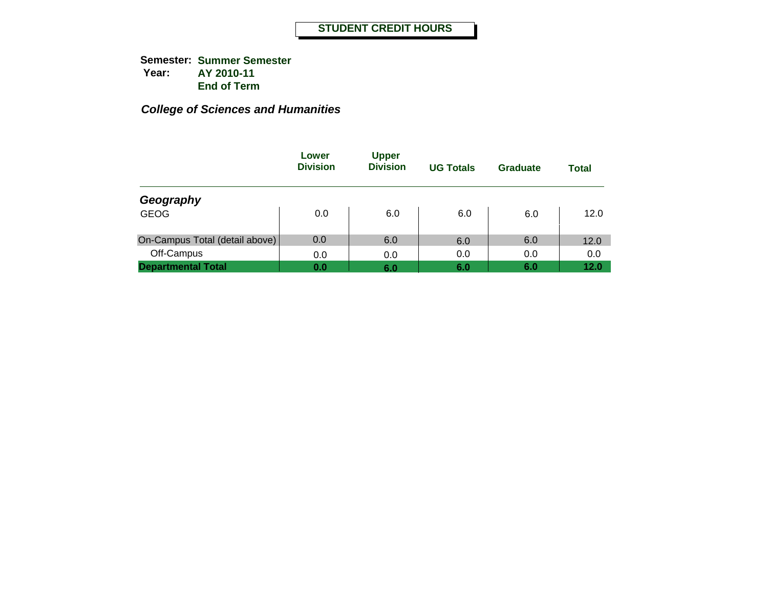# STUDENT CREDIT HOURS

**Semester:** **Summer Semester**
**Year:** **AY 2010-11**
**End of Term**

***College of Sciences and Humanities***

| | Lower Division | Upper Division | UG Totals | Graduate | Total |
|---|---|---|---|---|---|
| ***Geography*** | | | | | |
| GEOG | 0.0 | 6.0 | 6.0 | 6.0 | 12.0 |
| On-Campus Total (detail above) | 0.0 | 6.0 | 6.0 | 6.0 | 12.0 |
| Off-Campus | 0.0 | 0.0 | 0.0 | 0.0 | 0.0 |
| **Departmental Total** | **0.0** | **6.0** | **6.0** | **6.0** | **12.0** |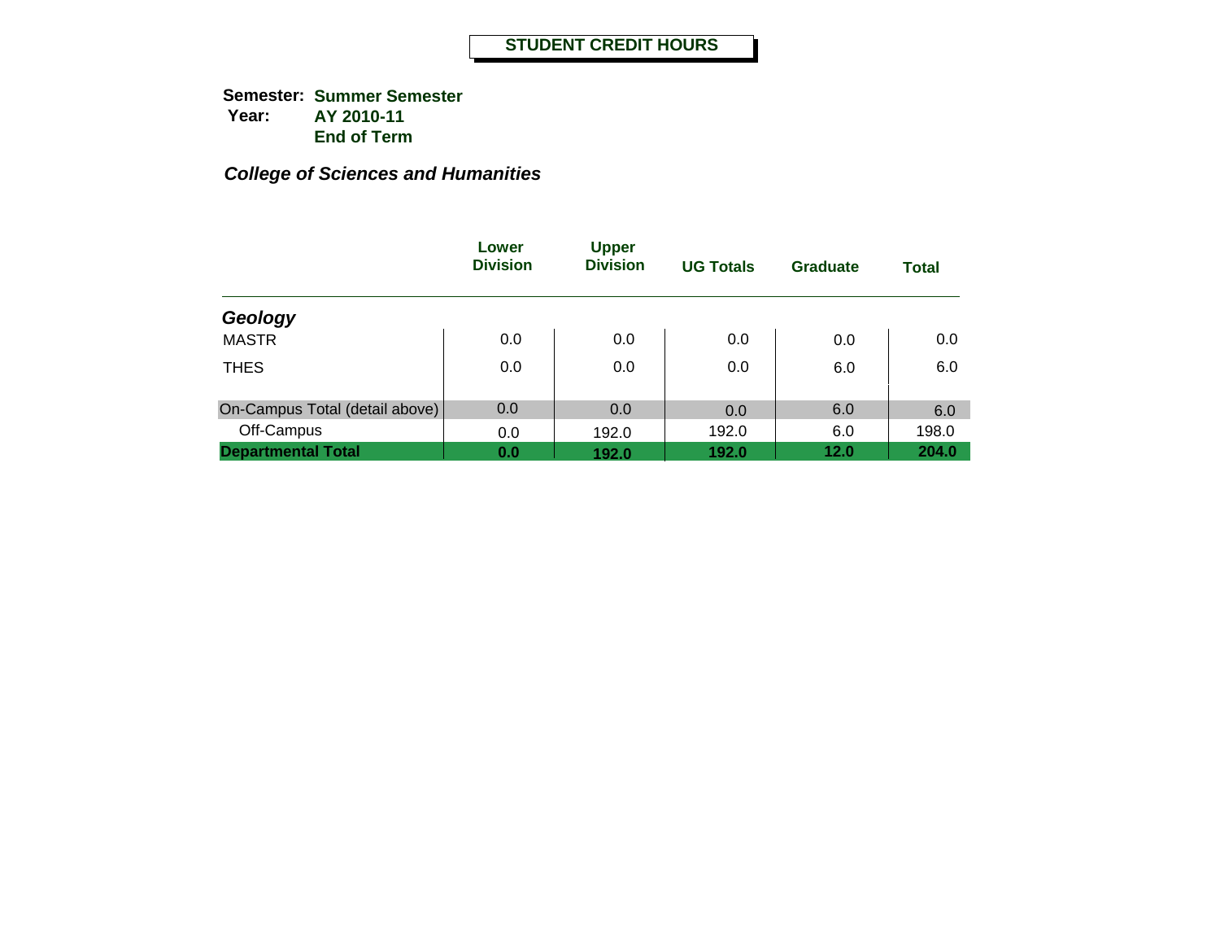# STUDENT CREDIT HOURS

**Semester:** **Summer Semester**
**Year:** **AY 2010-11**
**End of Term**

***College of Sciences and Humanities***

| | Lower Division | Upper Division | UG Totals | Graduate | Total |
|---|---|---|---|---|---|
| ***Geology*** | | | | | |
| MASTR | 0.0 | 0.0 | 0.0 | 0.0 | 0.0 |
| THES | 0.0 | 0.0 | 0.0 | 6.0 | 6.0 |
| On-Campus Total (detail above) | 0.0 | 0.0 | 0.0 | 6.0 | 6.0 |
| Off-Campus | 0.0 | 192.0 | 192.0 | 6.0 | 198.0 |
| **Departmental Total** | **0.0** | **192.0** | **192.0** | **12.0** | **204.0** |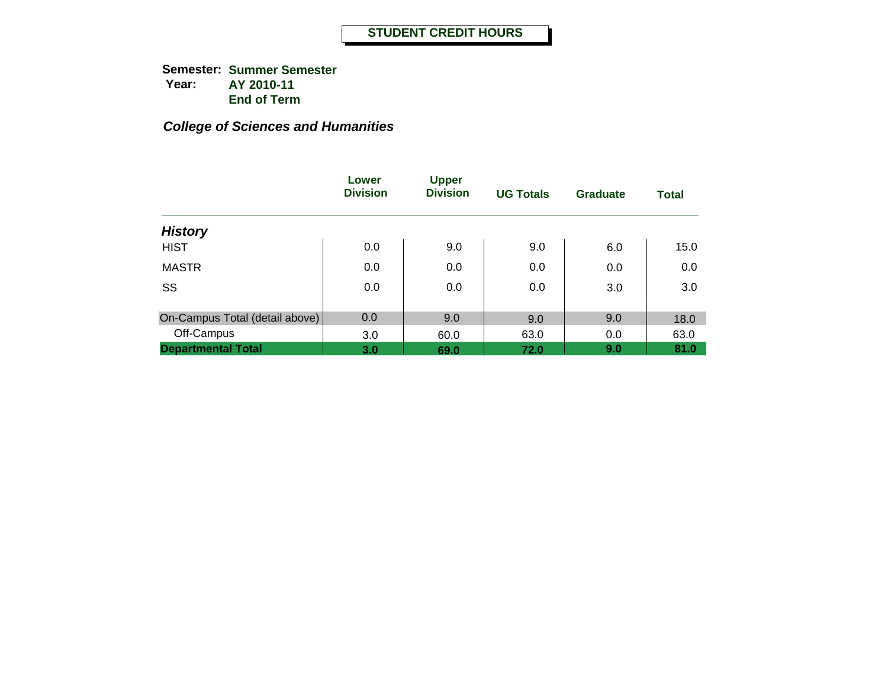# STUDENT CREDIT HOURS

**Semester:** **Summer Semester**
**Year:** **AY 2010-11**
**End of Term**

***College of Sciences and Humanities***

| | Lower Division | Upper Division | UG Totals | Graduate | Total |
|---|---|---|---|---|---|
| ***History*** | | | | | |
| HIST | 0.0 | 9.0 | 9.0 | 6.0 | 15.0 |
| MASTR | 0.0 | 0.0 | 0.0 | 0.0 | 0.0 |
| SS | 0.0 | 0.0 | 0.0 | 3.0 | 3.0 |
| On-Campus Total (detail above) | 0.0 | 9.0 | 9.0 | 9.0 | 18.0 |
| Off-Campus | 3.0 | 60.0 | 63.0 | 0.0 | 63.0 |
| **Departmental Total** | **3.0** | **69.0** | **72.0** | **9.0** | **81.0** |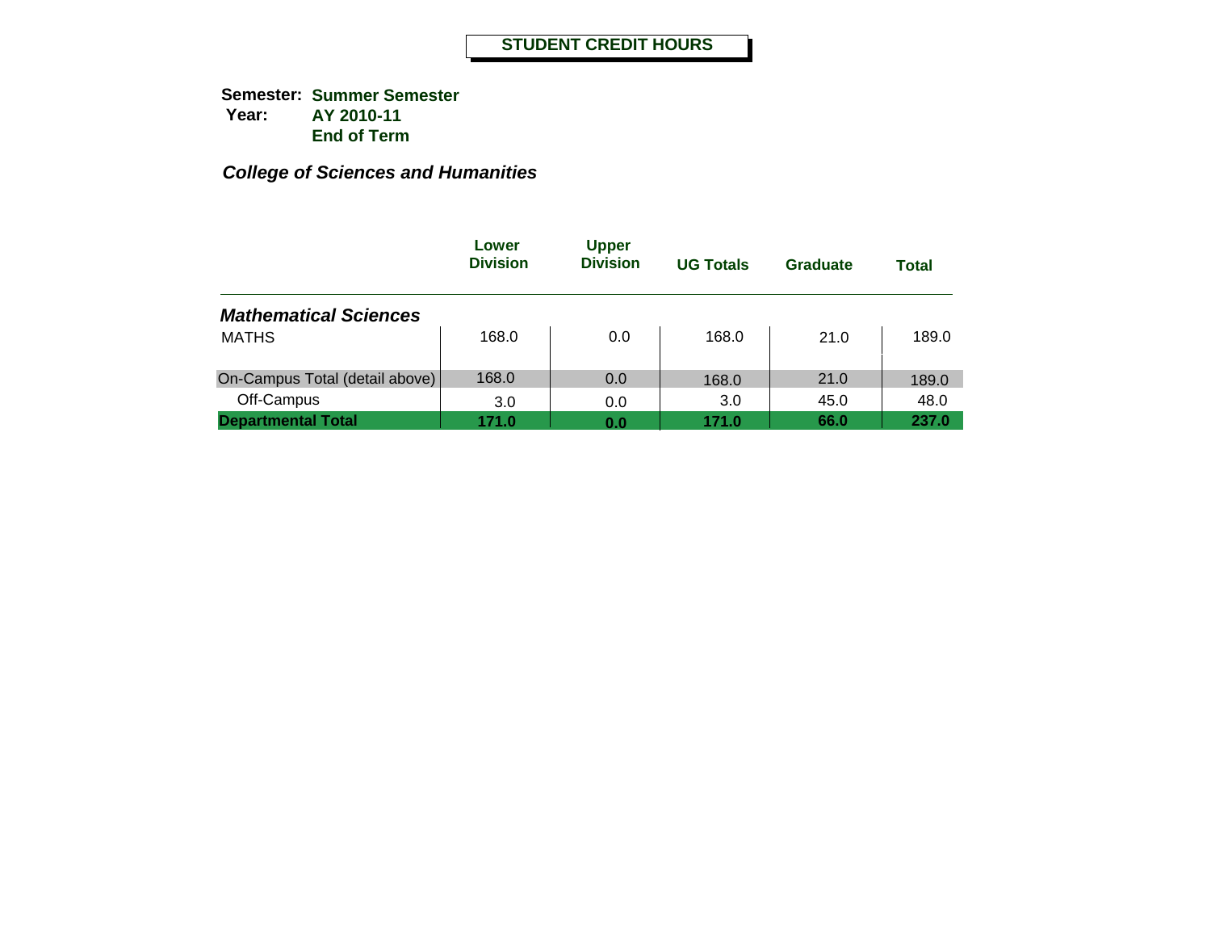# STUDENT CREDIT HOURS

**Semester:** **Summer Semester**
**Year:** **AY 2010-11**
**End of Term**

***College of Sciences and Humanities***

| | Lower Division | Upper Division | UG Totals | Graduate | Total |
|---|---|---|---|---|---|
| ***Mathematical Sciences*** | | | | | |
| MATHS | 168.0 | 0.0 | 168.0 | 21.0 | 189.0 |
| On-Campus Total (detail above) | 168.0 | 0.0 | 168.0 | 21.0 | 189.0 |
| Off-Campus | 3.0 | 0.0 | 3.0 | 45.0 | 48.0 |
| **Departmental Total** | **171.0** | **0.0** | **171.0** | **66.0** | **237.0** |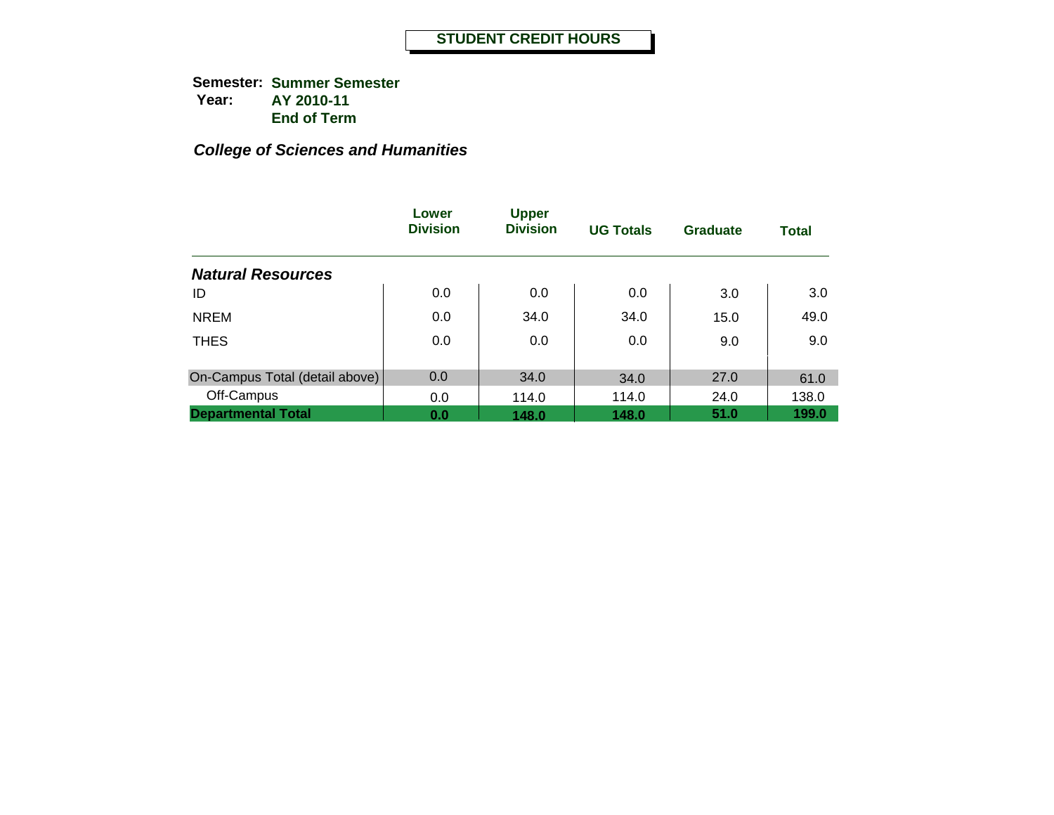## STUDENT CREDIT HOURS

**Semester:** **Summer Semester**
**Year:** **AY 2010-11**
**End of Term**

### *College of Sciences and Humanities*

| | Lower Division | Upper Division | UG Totals | Graduate | Total |
|---|---|---|---|---|---|
| ***Natural Resources*** | | | | | |
| ID | 0.0 | 0.0 | 0.0 | 3.0 | 3.0 |
| NREM | 0.0 | 34.0 | 34.0 | 15.0 | 49.0 |
| THES | 0.0 | 0.0 | 0.0 | 9.0 | 9.0 |
| On-Campus Total (detail above) | 0.0 | 34.0 | 34.0 | 27.0 | 61.0 |
| Off-Campus | 0.0 | 114.0 | 114.0 | 24.0 | 138.0 |
| **Departmental Total** | **0.0** | **148.0** | **148.0** | **51.0** | **199.0** |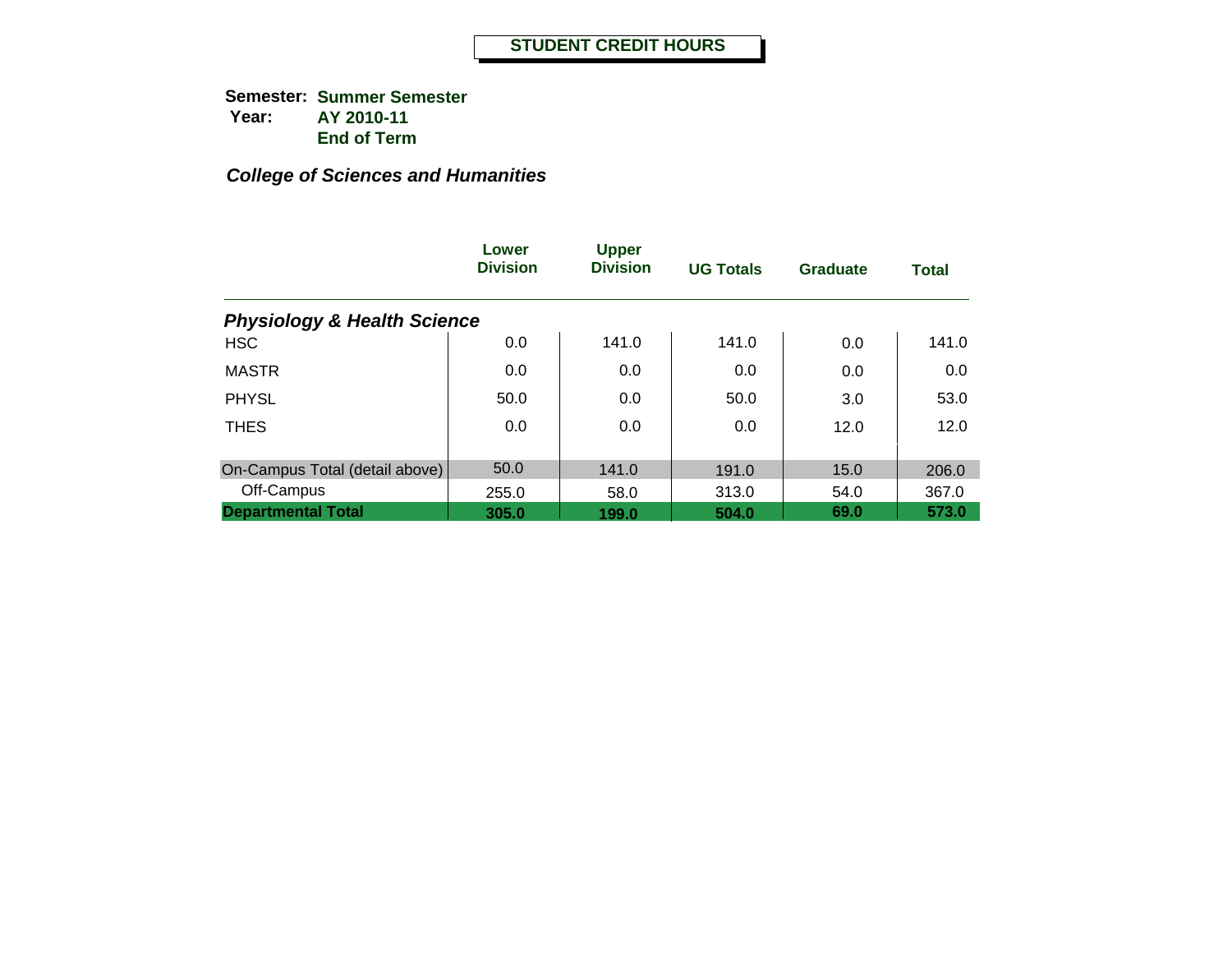# STUDENT CREDIT HOURS

**Semester:** **Summer Semester**
**Year:** **AY 2010-11**
**End of Term**

***College of Sciences and Humanities***

| | Lower Division | Upper Division | UG Totals | Graduate | Total |
|---|---|---|---|---|---|
| ***Physiology & Health Science*** | | | | | |
| HSC | 0.0 | 141.0 | 141.0 | 0.0 | 141.0 |
| MASTR | 0.0 | 0.0 | 0.0 | 0.0 | 0.0 |
| PHYSL | 50.0 | 0.0 | 50.0 | 3.0 | 53.0 |
| THES | 0.0 | 0.0 | 0.0 | 12.0 | 12.0 |
| On-Campus Total (detail above) | 50.0 | 141.0 | 191.0 | 15.0 | 206.0 |
| Off-Campus | 255.0 | 58.0 | 313.0 | 54.0 | 367.0 |
| **Departmental Total** | **305.0** | **199.0** | **504.0** | **69.0** | **573.0** |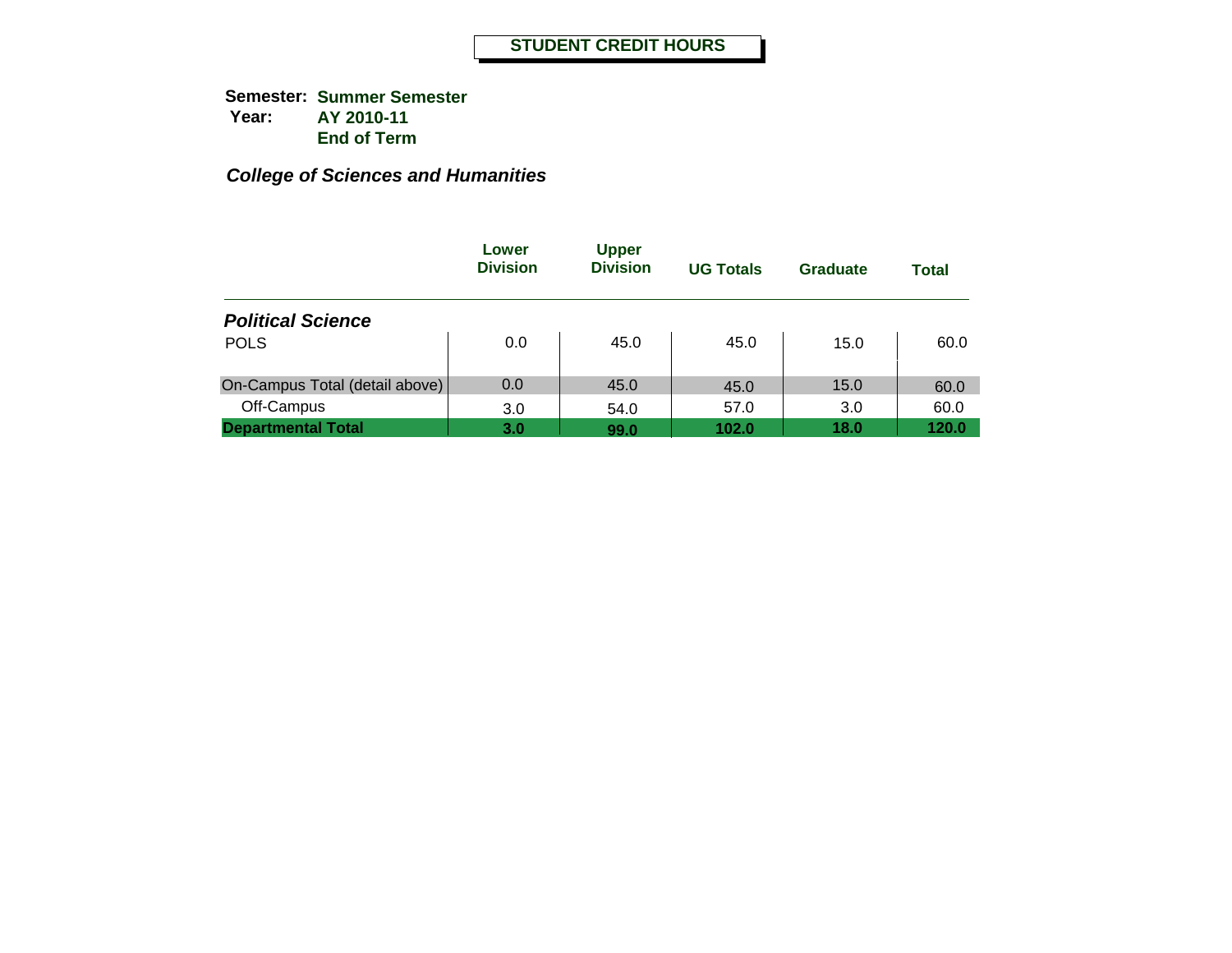# STUDENT CREDIT HOURS

**Semester:** **Summer Semester**
**Year:** **AY 2010-11**
**End of Term**

## *College of Sciences and Humanities*

| | Lower Division | Upper Division | UG Totals | Graduate | Total |
|---|---|---|---|---|---|
| ***Political Science*** | | | | | |
| POLS | 0.0 | 45.0 | 45.0 | 15.0 | 60.0 |
| On-Campus Total (detail above) | 0.0 | 45.0 | 45.0 | 15.0 | 60.0 |
| Off-Campus | 3.0 | 54.0 | 57.0 | 3.0 | 60.0 |
| **Departmental Total** | **3.0** | **99.0** | **102.0** | **18.0** | **120.0** |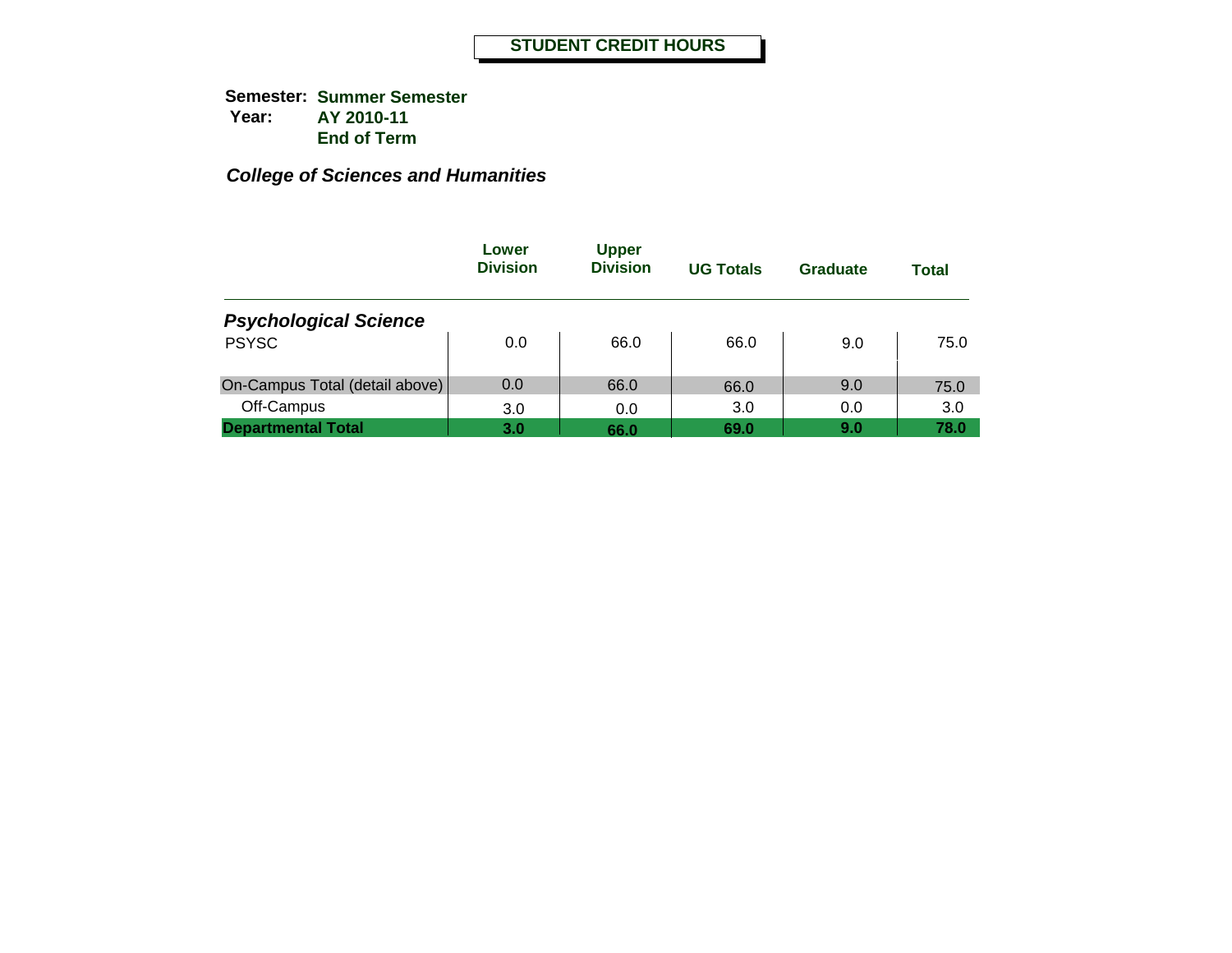# STUDENT CREDIT HOURS

**Semester:** **Summer Semester**
**Year:** **AY 2010-11**
**End of Term**

***College of Sciences and Humanities***

| | Lower Division | Upper Division | UG Totals | Graduate | Total |
|---|---|---|---|---|---|
| ***Psychological Science*** | | | | | |
| PSYSC | 0.0 | 66.0 | 66.0 | 9.0 | 75.0 |
| On-Campus Total (detail above) | 0.0 | 66.0 | 66.0 | 9.0 | 75.0 |
| Off-Campus | 3.0 | 0.0 | 3.0 | 0.0 | 3.0 |
| **Departmental Total** | **3.0** | **66.0** | **69.0** | **9.0** | **78.0** |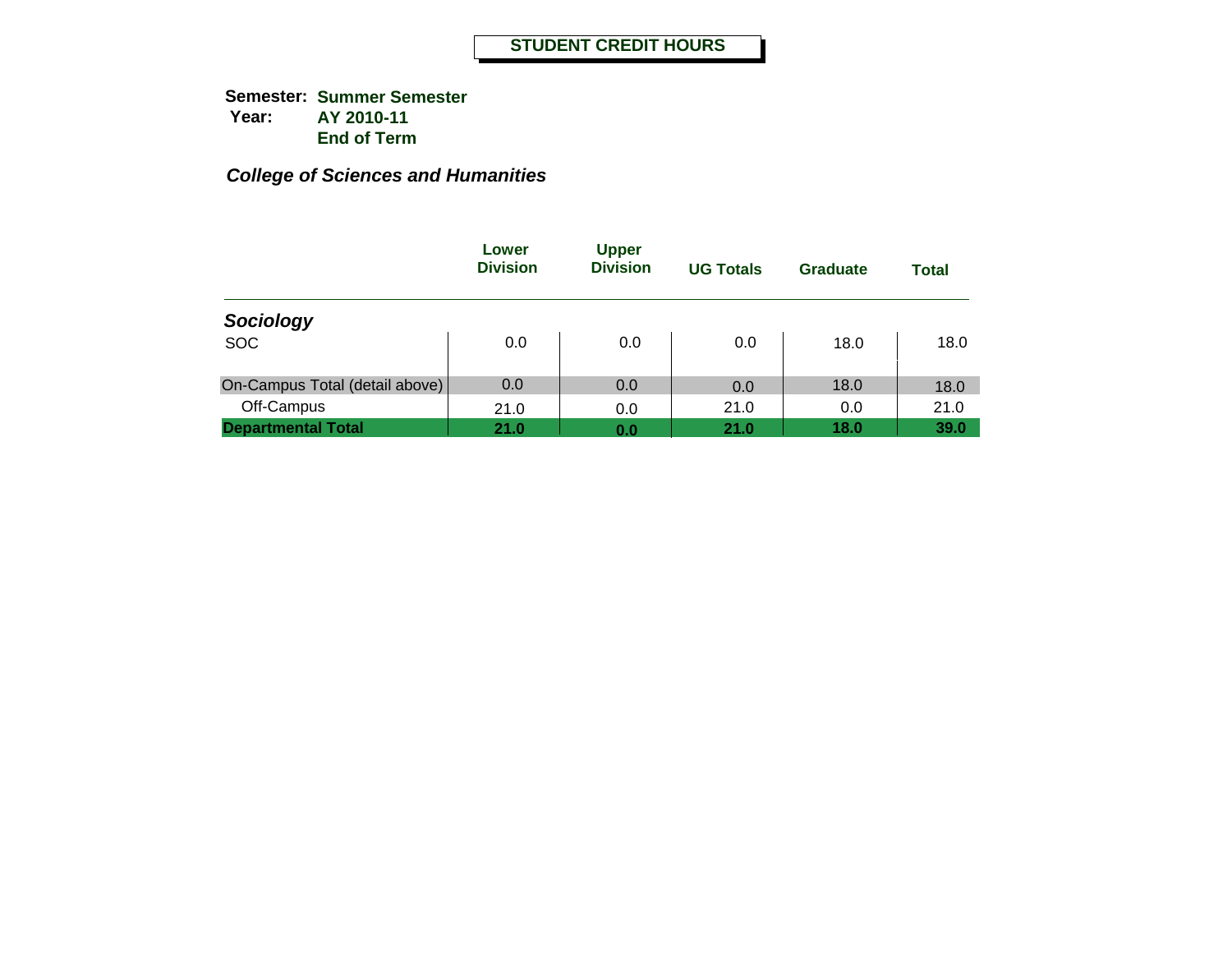# STUDENT CREDIT HOURS

**Semester:** **Summer Semester**
**Year:** **AY 2010-11**
**End of Term**

***College of Sciences and Humanities***

| | Lower Division | Upper Division | UG Totals | Graduate | Total |
|---|---|---|---|---|---|
| ***Sociology*** | | | | | |
| SOC | 0.0 | 0.0 | 0.0 | 18.0 | 18.0 |
| On-Campus Total (detail above) | 0.0 | 0.0 | 0.0 | 18.0 | 18.0 |
| Off-Campus | 21.0 | 0.0 | 21.0 | 0.0 | 21.0 |
| **Departmental Total** | **21.0** | **0.0** | **21.0** | **18.0** | **39.0** |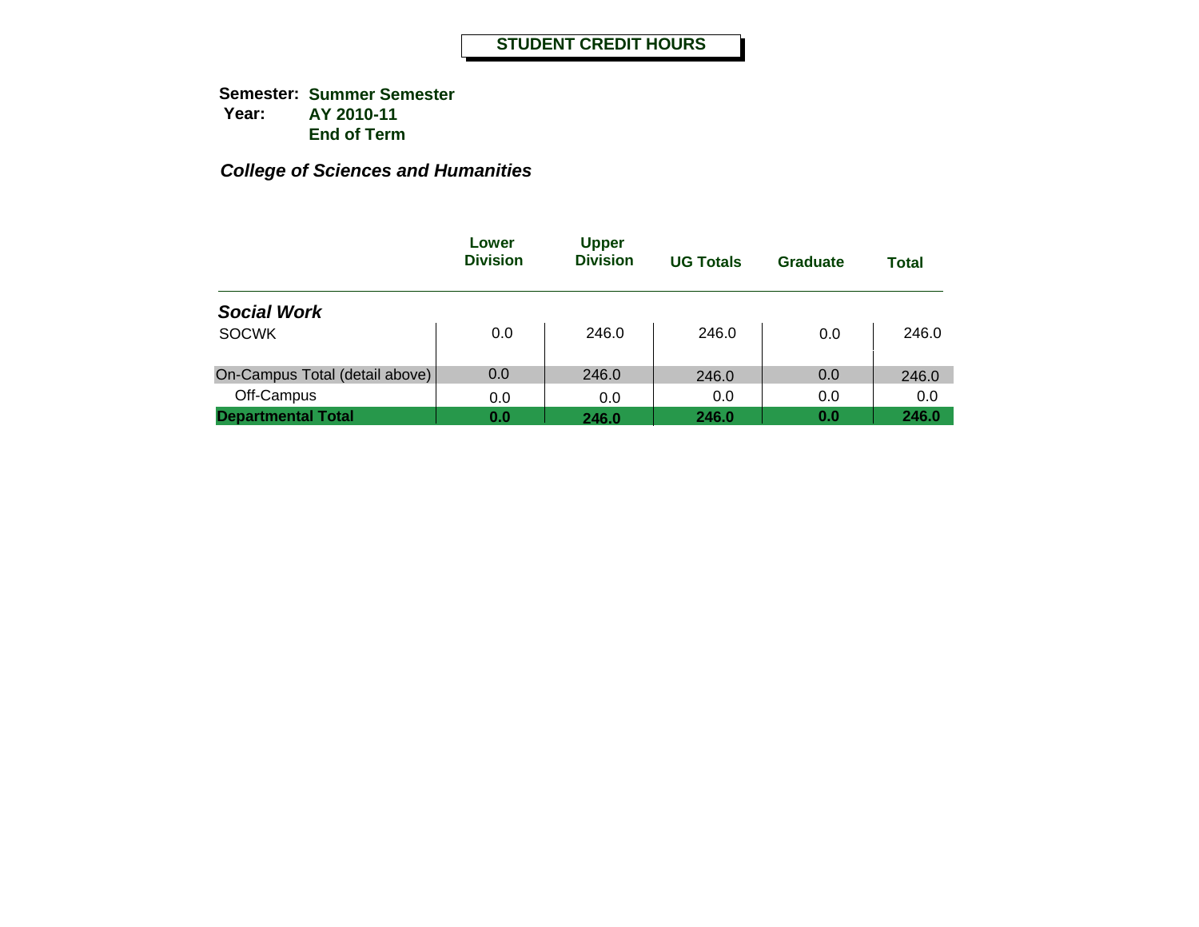# STUDENT CREDIT HOURS

**Semester:** **Summer Semester**
**Year:** **AY 2010-11**
**End of Term**

***College of Sciences and Humanities***

| | Lower Division | Upper Division | UG Totals | Graduate | Total |
|---|---|---|---|---|---|
| ***Social Work*** | | | | | |
| SOCWK | 0.0 | 246.0 | 246.0 | 0.0 | 246.0 |
| On-Campus Total (detail above) | 0.0 | 246.0 | 246.0 | 0.0 | 246.0 |
| Off-Campus | 0.0 | 0.0 | 0.0 | 0.0 | 0.0 |
| **Departmental Total** | **0.0** | **246.0** | **246.0** | **0.0** | **246.0** |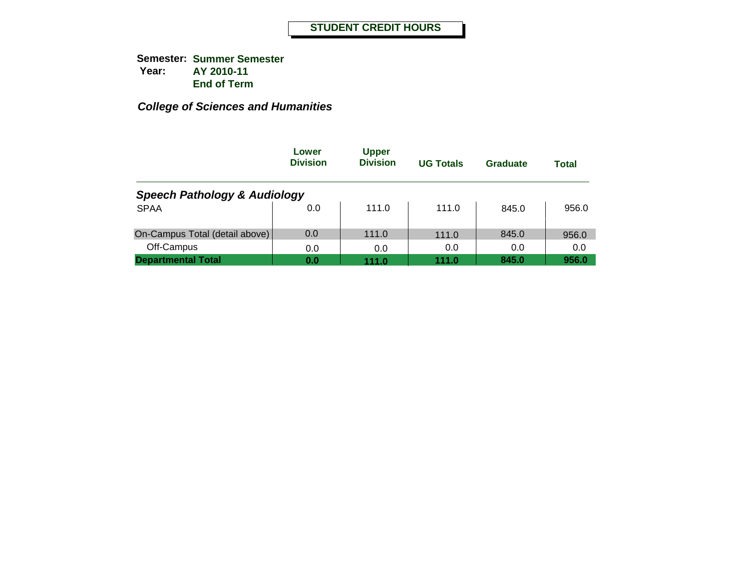# STUDENT CREDIT HOURS

**Semester:** **Summer Semester**
**Year:** **AY 2010-11**
**End of Term**

***College of Sciences and Humanities***

| | Lower Division | Upper Division | UG Totals | Graduate | Total |
|---|---|---|---|---|---|
| ***Speech Pathology & Audiology*** | | | | | |
| SPAA | 0.0 | 111.0 | 111.0 | 845.0 | 956.0 |
| On-Campus Total (detail above) | 0.0 | 111.0 | 111.0 | 845.0 | 956.0 |
| Off-Campus | 0.0 | 0.0 | 0.0 | 0.0 | 0.0 |
| **Departmental Total** | **0.0** | **111.0** | **111.0** | **845.0** | **956.0** |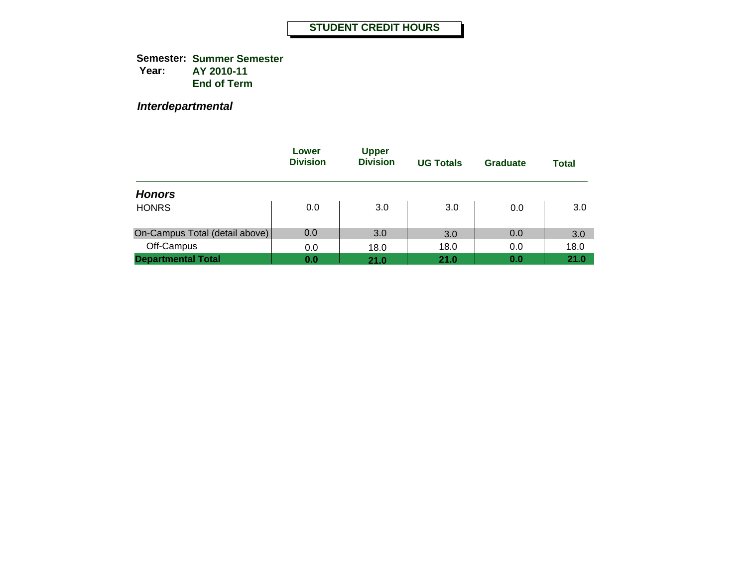# STUDENT CREDIT HOURS

**Semester:** **Summer Semester**
**Year:** **AY 2010-11**
**End of Term**

***Interdepartmental***

| | Lower Division | Upper Division | UG Totals | Graduate | Total |
|---|---|---|---|---|---|
| ***Honors*** | | | | | |
| HONRS | 0.0 | 3.0 | 3.0 | 0.0 | 3.0 |
| On-Campus Total (detail above) | 0.0 | 3.0 | 3.0 | 0.0 | 3.0 |
| Off-Campus | 0.0 | 18.0 | 18.0 | 0.0 | 18.0 |
| **Departmental Total** | **0.0** | **21.0** | **21.0** | **0.0** | **21.0** |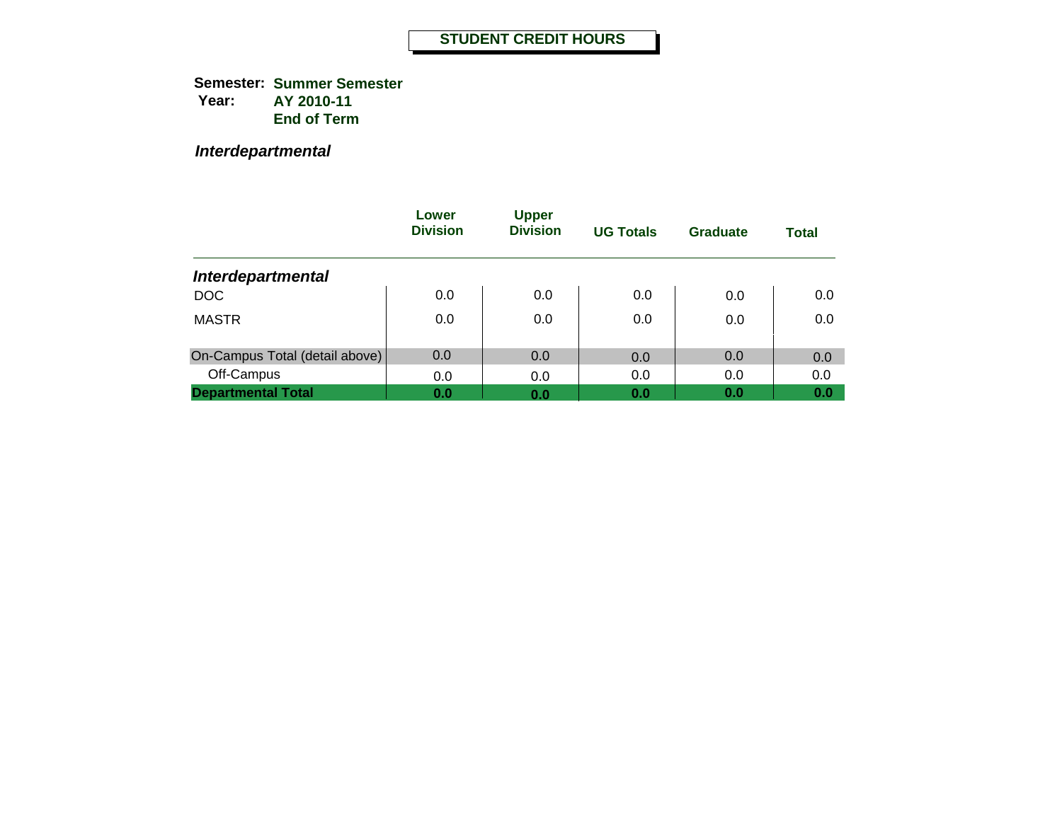# STUDENT CREDIT HOURS

**Semester:** **Summer Semester**
**Year:** **AY 2010-11**
**End of Term**

***Interdepartmental***

| | Lower Division | Upper Division | UG Totals | Graduate | Total |
|---|---|---|---|---|---|
| ***Interdepartmental*** | | | | | |
| DOC | 0.0 | 0.0 | 0.0 | 0.0 | 0.0 |
| MASTR | 0.0 | 0.0 | 0.0 | 0.0 | 0.0 |
| On-Campus Total (detail above) | 0.0 | 0.0 | 0.0 | 0.0 | 0.0 |
| Off-Campus | 0.0 | 0.0 | 0.0 | 0.0 | 0.0 |
| **Departmental Total** | **0.0** | **0.0** | **0.0** | **0.0** | **0.0** |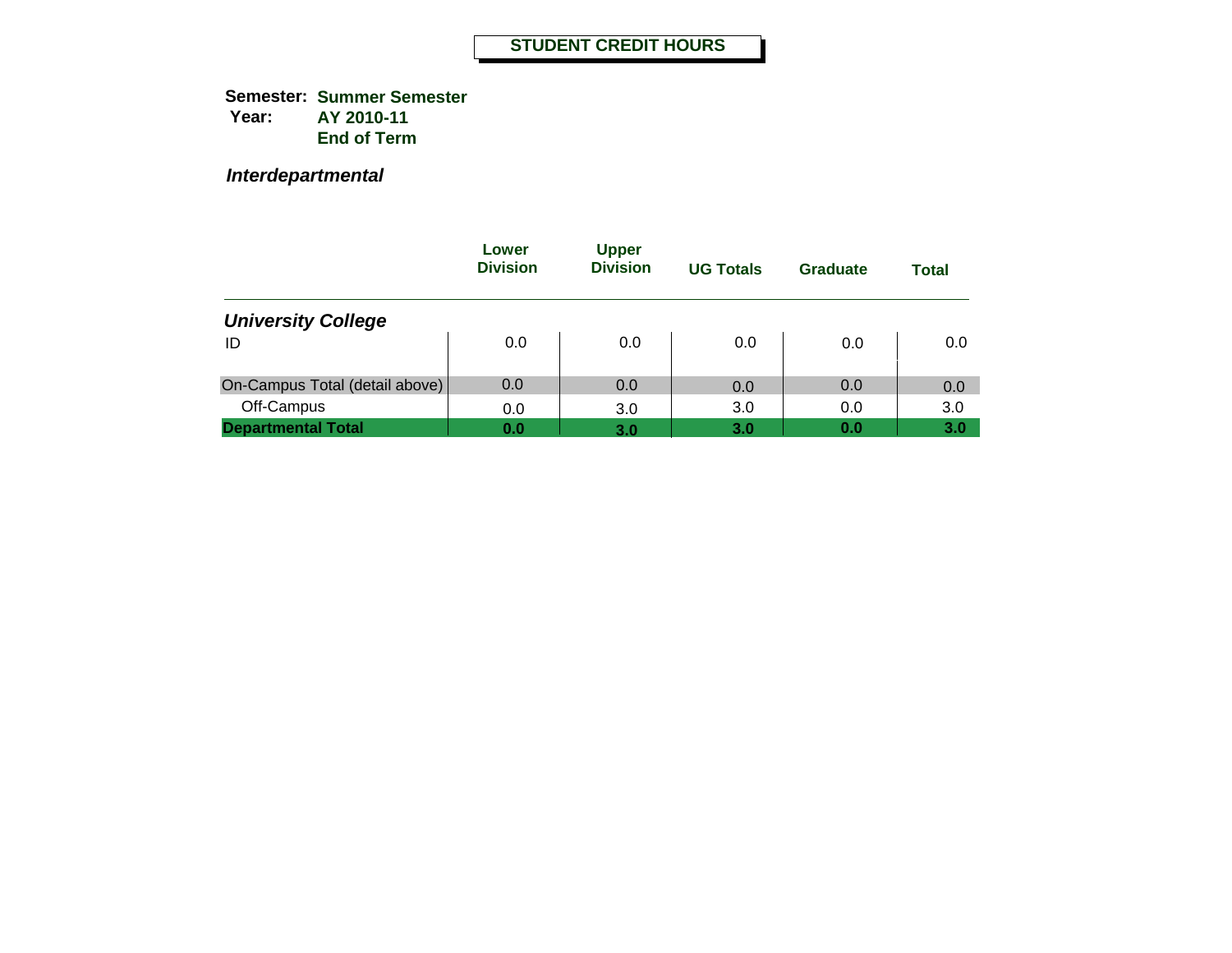# STUDENT CREDIT HOURS

**Semester:** **Summer Semester**
**Year:** **AY 2010-11**
**End of Term**

***Interdepartmental***

| | Lower Division | Upper Division | UG Totals | Graduate | Total |
|---|---|---|---|---|---|
| ***University College*** | | | | | |
| ID | 0.0 | 0.0 | 0.0 | 0.0 | 0.0 |
| On-Campus Total (detail above) | 0.0 | 0.0 | 0.0 | 0.0 | 0.0 |
| Off-Campus | 0.0 | 3.0 | 3.0 | 0.0 | 3.0 |
| **Departmental Total** | **0.0** | **3.0** | **3.0** | **0.0** | **3.0** |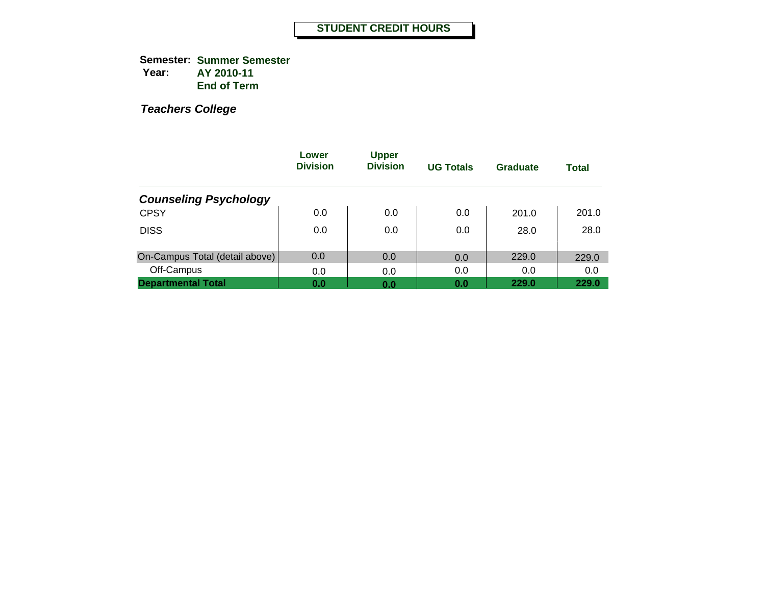# STUDENT CREDIT HOURS

**Semester:** **Summer Semester**
**Year:** **AY 2010-11**
**End of Term**

***Teachers College***

| | Lower Division | Upper Division | UG Totals | Graduate | Total |
|---|---|---|---|---|---|
| ***Counseling Psychology*** | | | | | |
| CPSY | 0.0 | 0.0 | 0.0 | 201.0 | 201.0 |
| DISS | 0.0 | 0.0 | 0.0 | 28.0 | 28.0 |
| On-Campus Total (detail above) | 0.0 | 0.0 | 0.0 | 229.0 | 229.0 |
| Off-Campus | 0.0 | 0.0 | 0.0 | 0.0 | 0.0 |
| **Departmental Total** | **0.0** | **0.0** | **0.0** | **229.0** | **229.0** |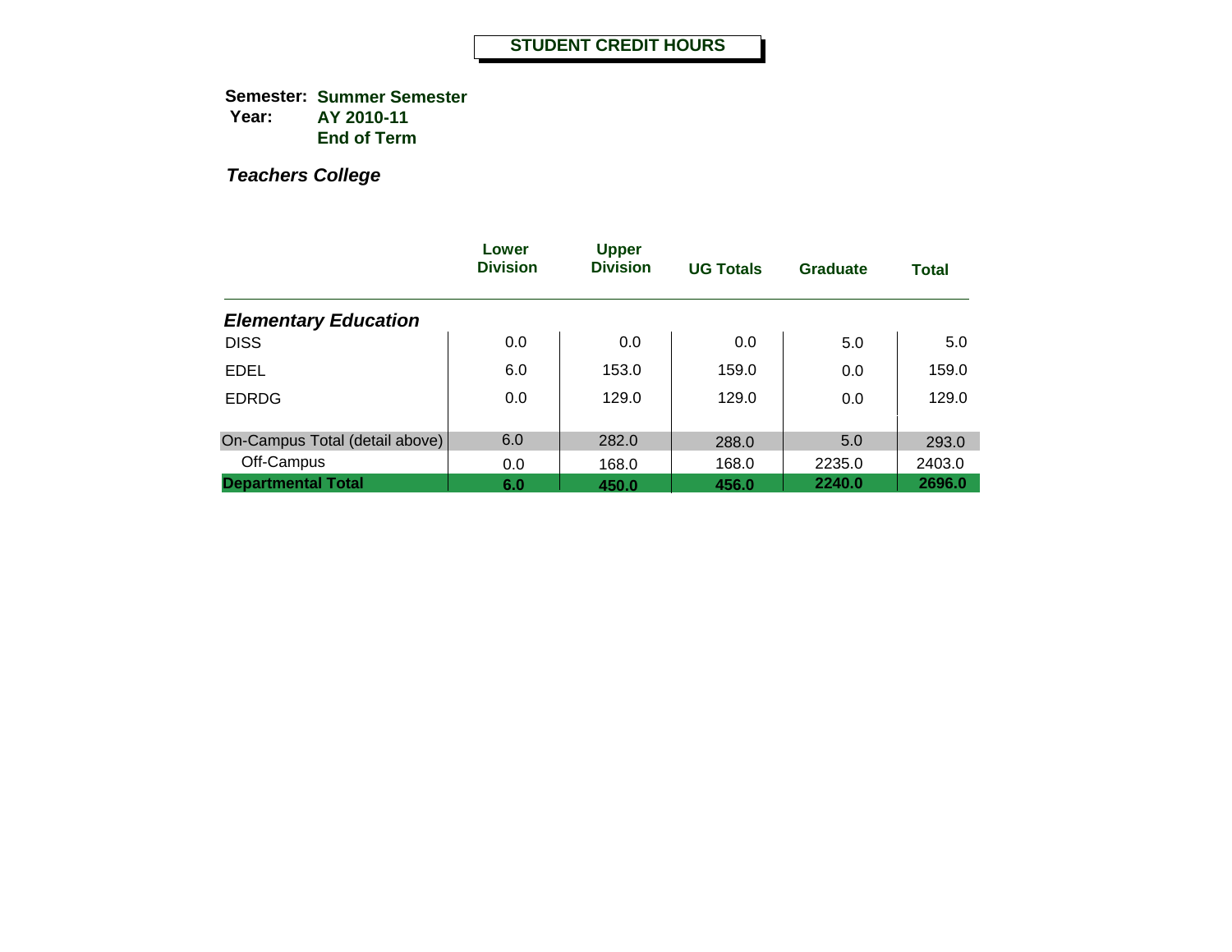# STUDENT CREDIT HOURS

**Semester:** **Summer Semester**
**Year:** **AY 2010-11**
**End of Term**

***Teachers College***

| | Lower Division | Upper Division | UG Totals | Graduate | Total |
|---|---|---|---|---|---|
| ***Elementary Education*** | | | | | |
| DISS | 0.0 | 0.0 | 0.0 | 5.0 | 5.0 |
| EDEL | 6.0 | 153.0 | 159.0 | 0.0 | 159.0 |
| EDRDG | 0.0 | 129.0 | 129.0 | 0.0 | 129.0 |
| On-Campus Total (detail above) | 6.0 | 282.0 | 288.0 | 5.0 | 293.0 |
| Off-Campus | 0.0 | 168.0 | 168.0 | 2235.0 | 2403.0 |
| **Departmental Total** | **6.0** | **450.0** | **456.0** | **2240.0** | **2696.0** |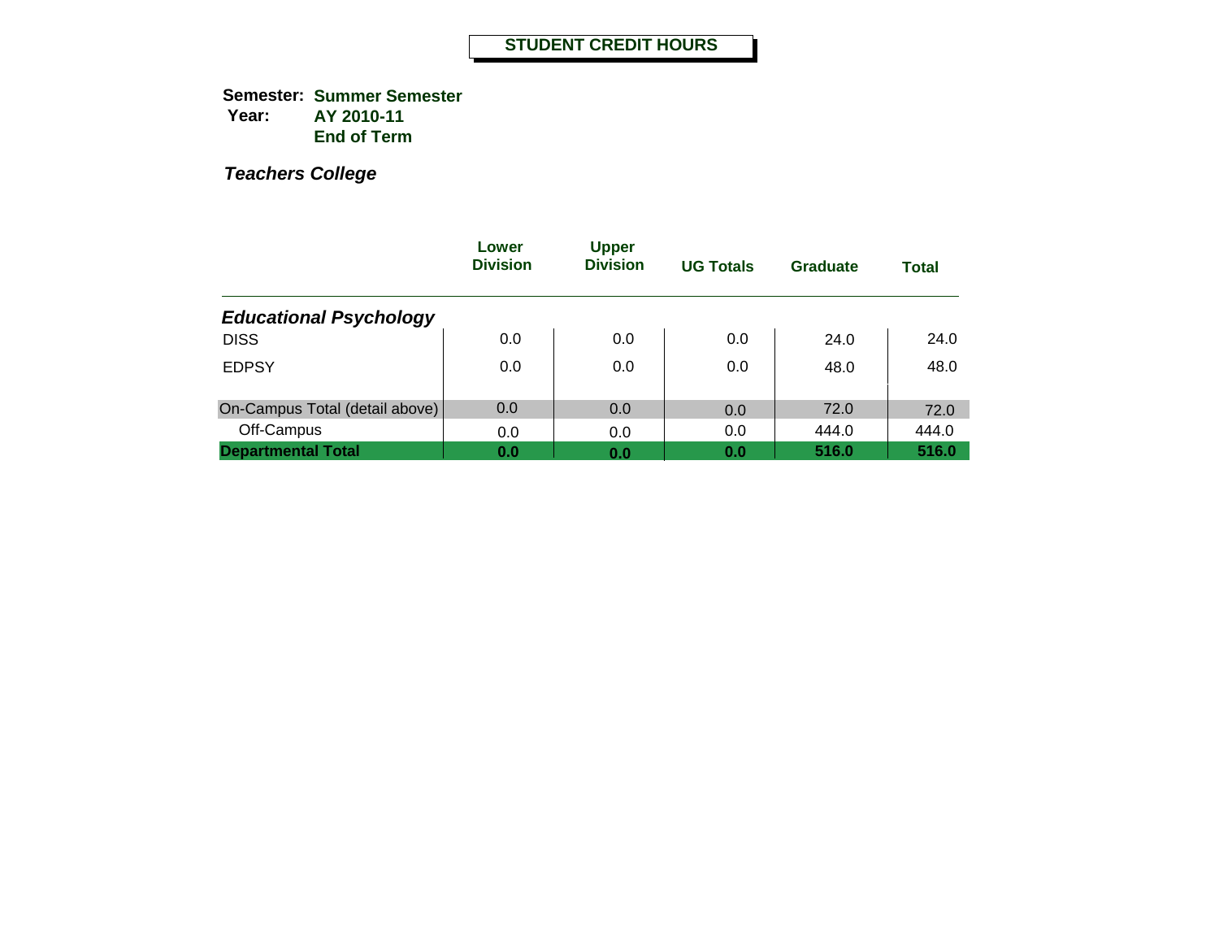# STUDENT CREDIT HOURS

**Semester:** **Summer Semester**
**Year:** **AY 2010-11**
**End of Term**

***Teachers College***

| | Lower Division | Upper Division | UG Totals | Graduate | Total |
|---|---|---|---|---|---|
| ***Educational Psychology*** | | | | | |
| DISS | 0.0 | 0.0 | 0.0 | 24.0 | 24.0 |
| EDPSY | 0.0 | 0.0 | 0.0 | 48.0 | 48.0 |
| On-Campus Total (detail above) | 0.0 | 0.0 | 0.0 | 72.0 | 72.0 |
| Off-Campus | 0.0 | 0.0 | 0.0 | 444.0 | 444.0 |
| **Departmental Total** | **0.0** | **0.0** | **0.0** | **516.0** | **516.0** |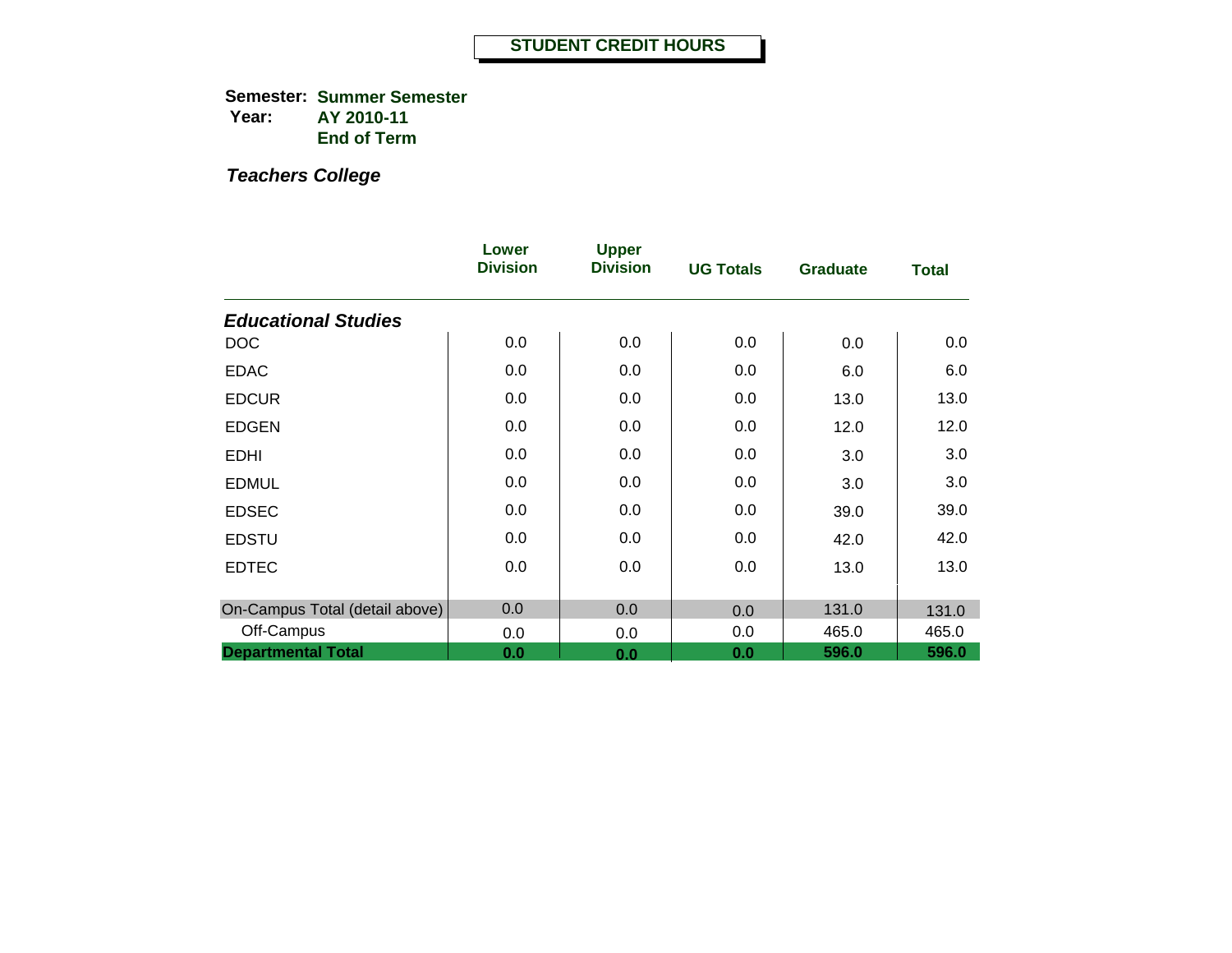# STUDENT CREDIT HOURS

**Semester:** **Summer Semester**
**Year:** **AY 2010-11**
**End of Term**

***Teachers College***

| | Lower Division | Upper Division | UG Totals | Graduate | Total |
|---|---|---|---|---|---|
| ***Educational Studies*** | | | | | |
| DOC | 0.0 | 0.0 | 0.0 | 0.0 | 0.0 |
| EDAC | 0.0 | 0.0 | 0.0 | 6.0 | 6.0 |
| EDCUR | 0.0 | 0.0 | 0.0 | 13.0 | 13.0 |
| EDGEN | 0.0 | 0.0 | 0.0 | 12.0 | 12.0 |
| EDHI | 0.0 | 0.0 | 0.0 | 3.0 | 3.0 |
| EDMUL | 0.0 | 0.0 | 0.0 | 3.0 | 3.0 |
| EDSEC | 0.0 | 0.0 | 0.0 | 39.0 | 39.0 |
| EDSTU | 0.0 | 0.0 | 0.0 | 42.0 | 42.0 |
| EDTEC | 0.0 | 0.0 | 0.0 | 13.0 | 13.0 |
| On-Campus Total (detail above) | 0.0 | 0.0 | 0.0 | 131.0 | 131.0 |
| Off-Campus | 0.0 | 0.0 | 0.0 | 465.0 | 465.0 |
| **Departmental Total** | **0.0** | **0.0** | **0.0** | **596.0** | **596.0** |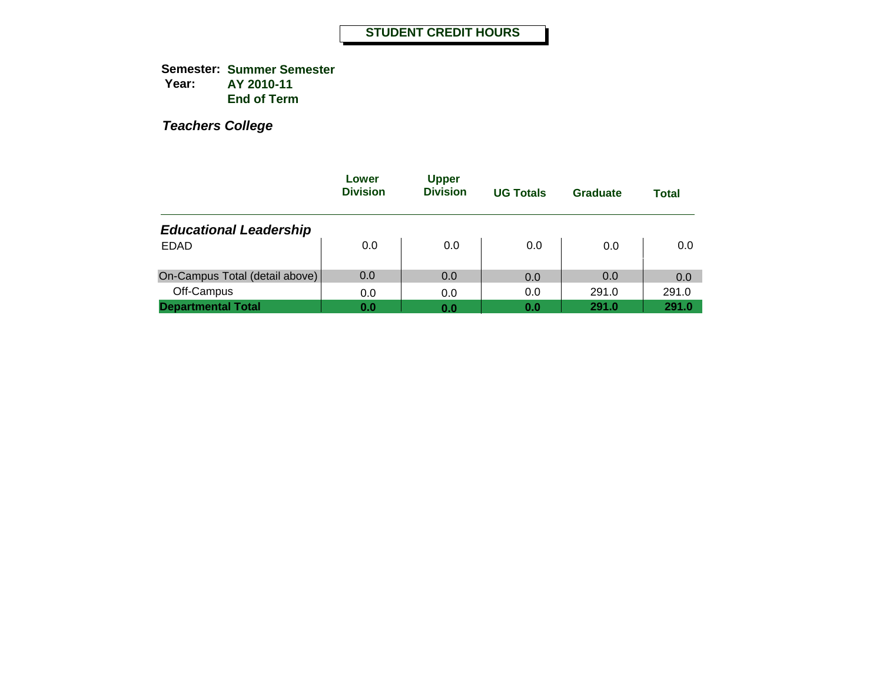# STUDENT CREDIT HOURS

**Semester:** **Summer Semester**
**Year:** **AY 2010-11**
**End of Term**

***Teachers College***

| | Lower Division | Upper Division | UG Totals | Graduate | Total |
|---|---|---|---|---|---|
| ***Educational Leadership*** | | | | | |
| EDAD | 0.0 | 0.0 | 0.0 | 0.0 | 0.0 |
| On-Campus Total (detail above) | 0.0 | 0.0 | 0.0 | 0.0 | 0.0 |
| Off-Campus | 0.0 | 0.0 | 0.0 | 291.0 | 291.0 |
| **Departmental Total** | **0.0** | **0.0** | **0.0** | **291.0** | **291.0** |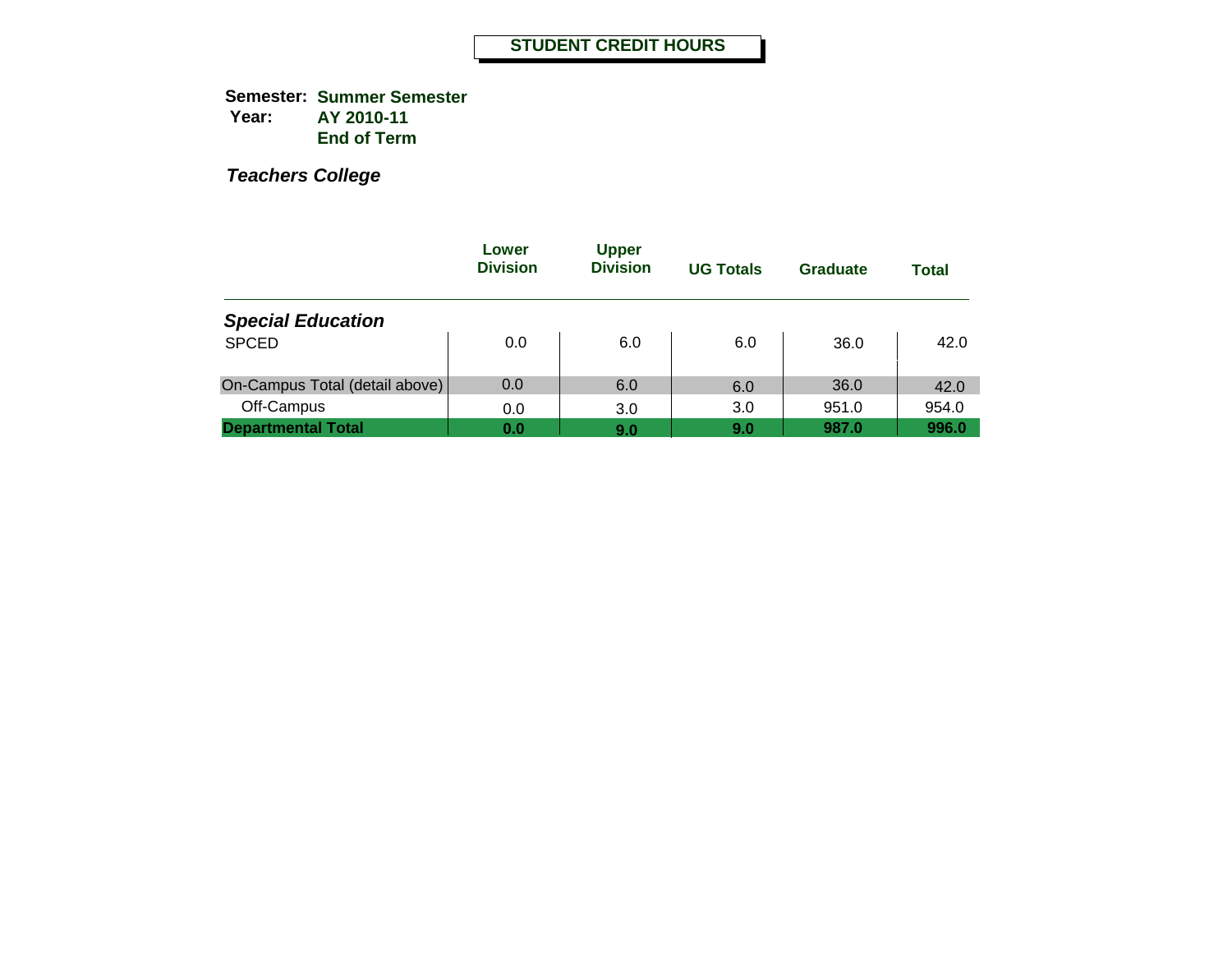# STUDENT CREDIT HOURS

**Semester:** **Summer Semester**
**Year:** **AY 2010-11**
**End of Term**

***Teachers College***

| | Lower Division | Upper Division | UG Totals | Graduate | Total |
|---|---|---|---|---|---|
| ***Special Education*** | | | | | |
| SPCED | 0.0 | 6.0 | 6.0 | 36.0 | 42.0 |
| On-Campus Total (detail above) | 0.0 | 6.0 | 6.0 | 36.0 | 42.0 |
| Off-Campus | 0.0 | 3.0 | 3.0 | 951.0 | 954.0 |
| **Departmental Total** | **0.0** | **9.0** | **9.0** | **987.0** | **996.0** |